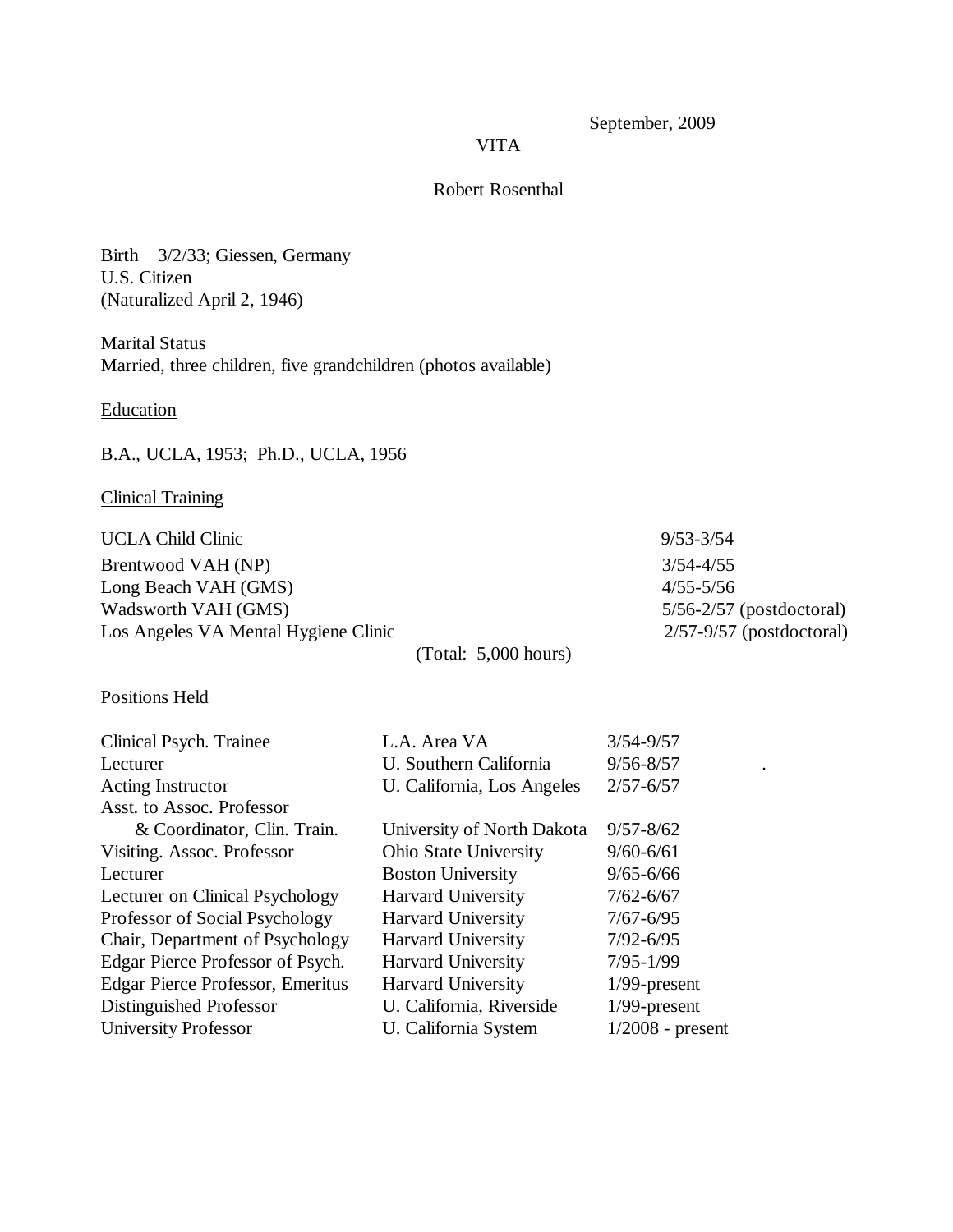September, 2009

# VITA

## Robert Rosenthal

Birth 3/2/33; Giessen, Germany
U.S. Citizen
(Naturalized April 2, 1946)

### Marital Status

Married, three children, five grandchildren (photos available)

### Education

B.A., UCLA, 1953; Ph.D., UCLA, 1956

### Clinical Training

| | |
|---|---|
| UCLA Child Clinic | 9/53-3/54 |
| Brentwood VAH (NP) | 3/54-4/55 |
| Long Beach VAH (GMS) | 4/55-5/56 |
| Wadsworth VAH (GMS) | 5/56-2/57 (postdoctoral) |
| Los Angeles VA Mental Hygiene Clinic | 2/57-9/57 (postdoctoral) |

(Total: 5,000 hours)

### Positions Held

| | | |
|---|---|---|
| Clinical Psych. Trainee | L.A. Area VA | 3/54-9/57 |
| Lecturer | U. Southern California | 9/56-8/57 |
| Acting Instructor | U. California, Los Angeles | 2/57-6/57 |
| Asst. to Assoc. Professor & Coordinator, Clin. Train. | University of North Dakota | 9/57-8/62 |
| Visiting. Assoc. Professor | Ohio State University | 9/60-6/61 |
| Lecturer | Boston University | 9/65-6/66 |
| Lecturer on Clinical Psychology | Harvard University | 7/62-6/67 |
| Professor of Social Psychology | Harvard University | 7/67-6/95 |
| Chair, Department of Psychology | Harvard University | 7/92-6/95 |
| Edgar Pierce Professor of Psych. | Harvard University | 7/95-1/99 |
| Edgar Pierce Professor, Emeritus | Harvard University | 1/99-present |
| Distinguished Professor | U. California, Riverside | 1/99-present |
| University Professor | U. California System | 1/2008 - present |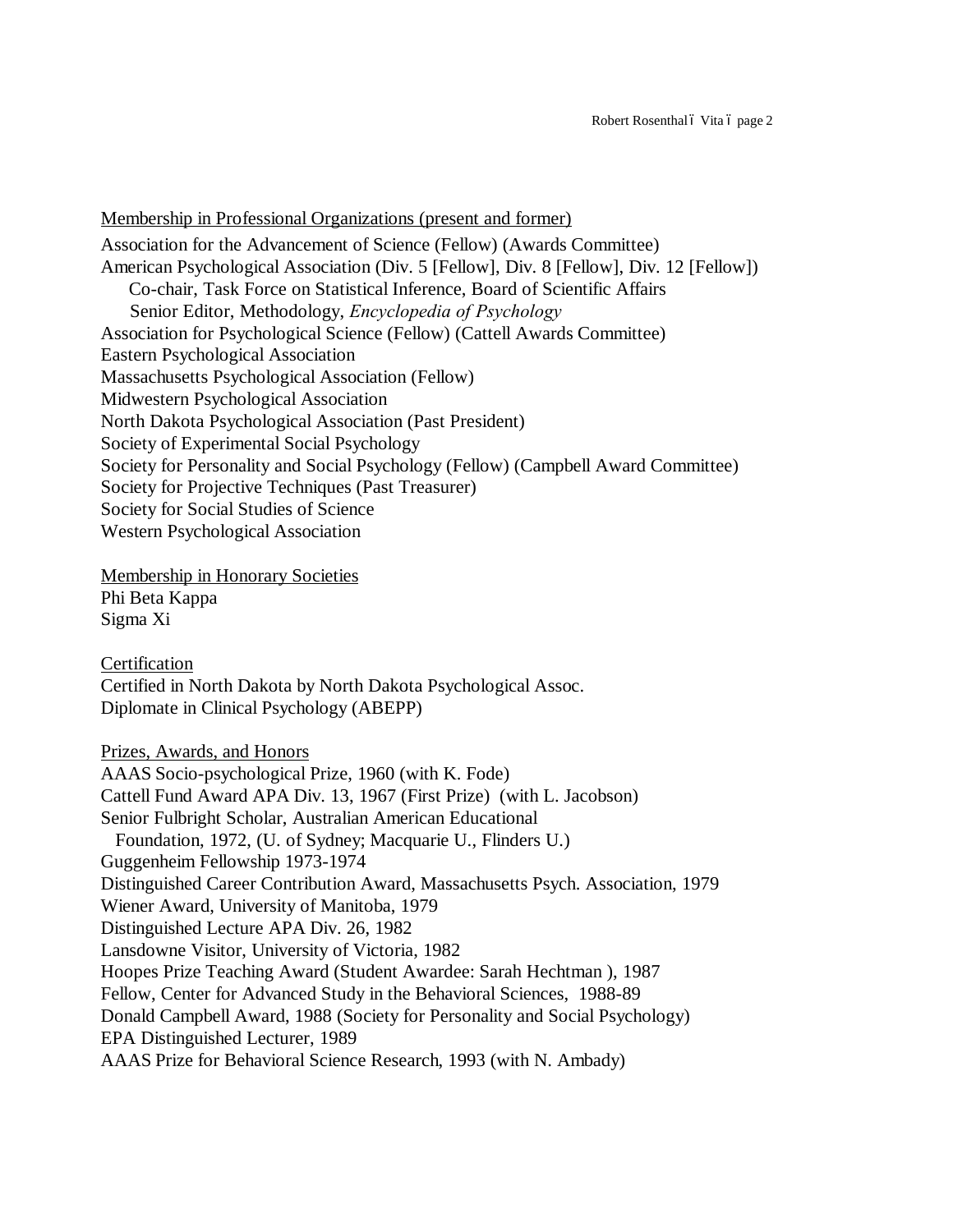Membership in Professional Organizations (present and former)

Association for the Advancement of Science (Fellow) (Awards Committee)
American Psychological Association (Div. 5 [Fellow], Div. 8 [Fellow], Div. 12 [Fellow])
  Co-chair, Task Force on Statistical Inference, Board of Scientific Affairs
  Senior Editor, Methodology, *Encyclopedia of Psychology*
Association for Psychological Science (Fellow) (Cattell Awards Committee)
Eastern Psychological Association
Massachusetts Psychological Association (Fellow)
Midwestern Psychological Association
North Dakota Psychological Association (Past President)
Society of Experimental Social Psychology
Society for Personality and Social Psychology (Fellow) (Campbell Award Committee)
Society for Projective Techniques (Past Treasurer)
Society for Social Studies of Science
Western Psychological Association

Membership in Honorary Societies

Phi Beta Kappa
Sigma Xi

Certification

Certified in North Dakota by North Dakota Psychological Assoc.
Diplomate in Clinical Psychology (ABEPP)

Prizes, Awards, and Honors

AAAS Socio-psychological Prize, 1960 (with K. Fode)
Cattell Fund Award APA Div. 13, 1967 (First Prize) (with L. Jacobson)
Senior Fulbright Scholar, Australian American Educational
  Foundation, 1972, (U. of Sydney; Macquarie U., Flinders U.)
Guggenheim Fellowship 1973-1974
Distinguished Career Contribution Award, Massachusetts Psych. Association, 1979
Wiener Award, University of Manitoba, 1979
Distinguished Lecture APA Div. 26, 1982
Lansdowne Visitor, University of Victoria, 1982
Hoopes Prize Teaching Award (Student Awardee: Sarah Hechtman ), 1987
Fellow, Center for Advanced Study in the Behavioral Sciences, 1988-89
Donald Campbell Award, 1988 (Society for Personality and Social Psychology)
EPA Distinguished Lecturer, 1989
AAAS Prize for Behavioral Science Research, 1993 (with N. Ambady)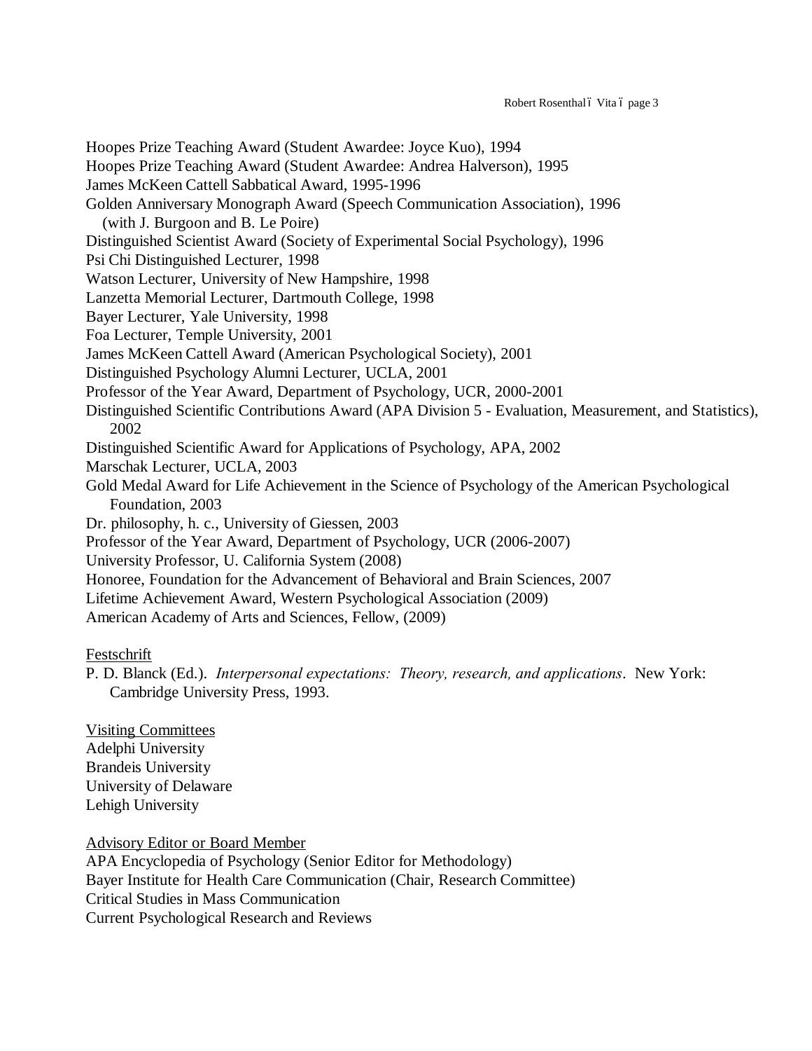Hoopes Prize Teaching Award (Student Awardee: Joyce Kuo), 1994
Hoopes Prize Teaching Award (Student Awardee: Andrea Halverson), 1995
James McKeen Cattell Sabbatical Award, 1995-1996
Golden Anniversary Monograph Award (Speech Communication Association), 1996 (with J. Burgoon and B. Le Poire)
Distinguished Scientist Award (Society of Experimental Social Psychology), 1996
Psi Chi Distinguished Lecturer, 1998
Watson Lecturer, University of New Hampshire, 1998
Lanzetta Memorial Lecturer, Dartmouth College, 1998
Bayer Lecturer, Yale University, 1998
Foa Lecturer, Temple University, 2001
James McKeen Cattell Award (American Psychological Society), 2001
Distinguished Psychology Alumni Lecturer, UCLA, 2001
Professor of the Year Award, Department of Psychology, UCR, 2000-2001
Distinguished Scientific Contributions Award (APA Division 5 - Evaluation, Measurement, and Statistics), 2002
Distinguished Scientific Award for Applications of Psychology, APA, 2002
Marschak Lecturer, UCLA, 2003
Gold Medal Award for Life Achievement in the Science of Psychology of the American Psychological Foundation, 2003
Dr. philosophy, h. c., University of Giessen, 2003
Professor of the Year Award, Department of Psychology, UCR (2006-2007)
University Professor, U. California System (2008)
Honoree, Foundation for the Advancement of Behavioral and Brain Sciences, 2007
Lifetime Achievement Award, Western Psychological Association (2009)
American Academy of Arts and Sciences, Fellow, (2009)

<u>Festschrift</u>

P. D. Blanck (Ed.). *Interpersonal expectations: Theory, research, and applications*. New York: Cambridge University Press, 1993.

<u>Visiting Committees</u>

Adelphi University
Brandeis University
University of Delaware
Lehigh University

<u>Advisory Editor or Board Member</u>

APA Encyclopedia of Psychology (Senior Editor for Methodology)
Bayer Institute for Health Care Communication (Chair, Research Committee)
Critical Studies in Mass Communication
Current Psychological Research and Reviews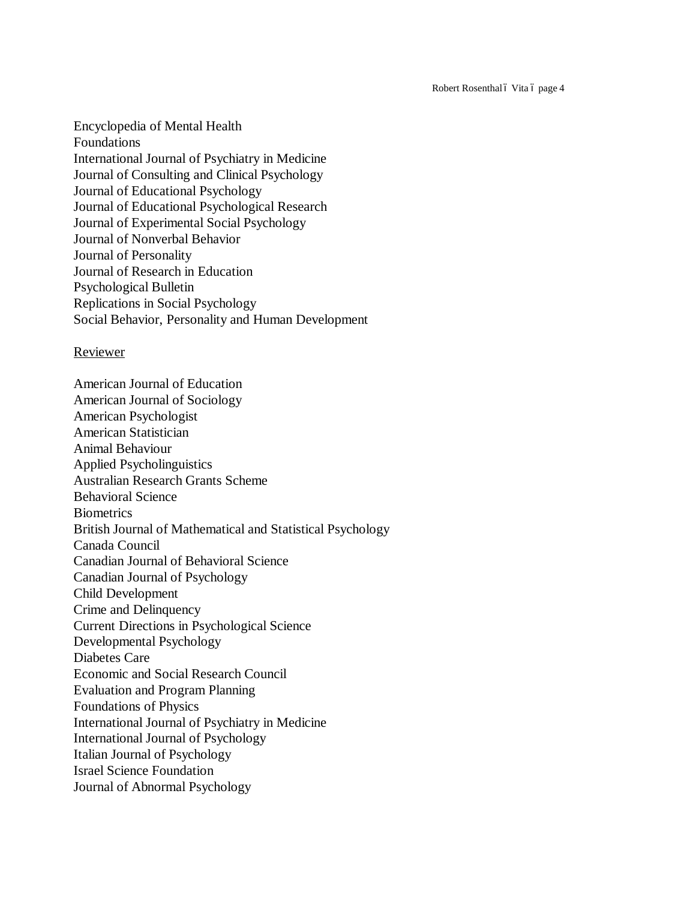Encyclopedia of Mental Health
Foundations
International Journal of Psychiatry in Medicine
Journal of Consulting and Clinical Psychology
Journal of Educational Psychology
Journal of Educational Psychological Research
Journal of Experimental Social Psychology
Journal of Nonverbal Behavior
Journal of Personality
Journal of Research in Education
Psychological Bulletin
Replications in Social Psychology
Social Behavior, Personality and Human Development

<u>Reviewer</u>

American Journal of Education
American Journal of Sociology
American Psychologist
American Statistician
Animal Behaviour
Applied Psycholinguistics
Australian Research Grants Scheme
Behavioral Science
Biometrics
British Journal of Mathematical and Statistical Psychology
Canada Council
Canadian Journal of Behavioral Science
Canadian Journal of Psychology
Child Development
Crime and Delinquency
Current Directions in Psychological Science
Developmental Psychology
Diabetes Care
Economic and Social Research Council
Evaluation and Program Planning
Foundations of Physics
International Journal of Psychiatry in Medicine
International Journal of Psychology
Italian Journal of Psychology
Israel Science Foundation
Journal of Abnormal Psychology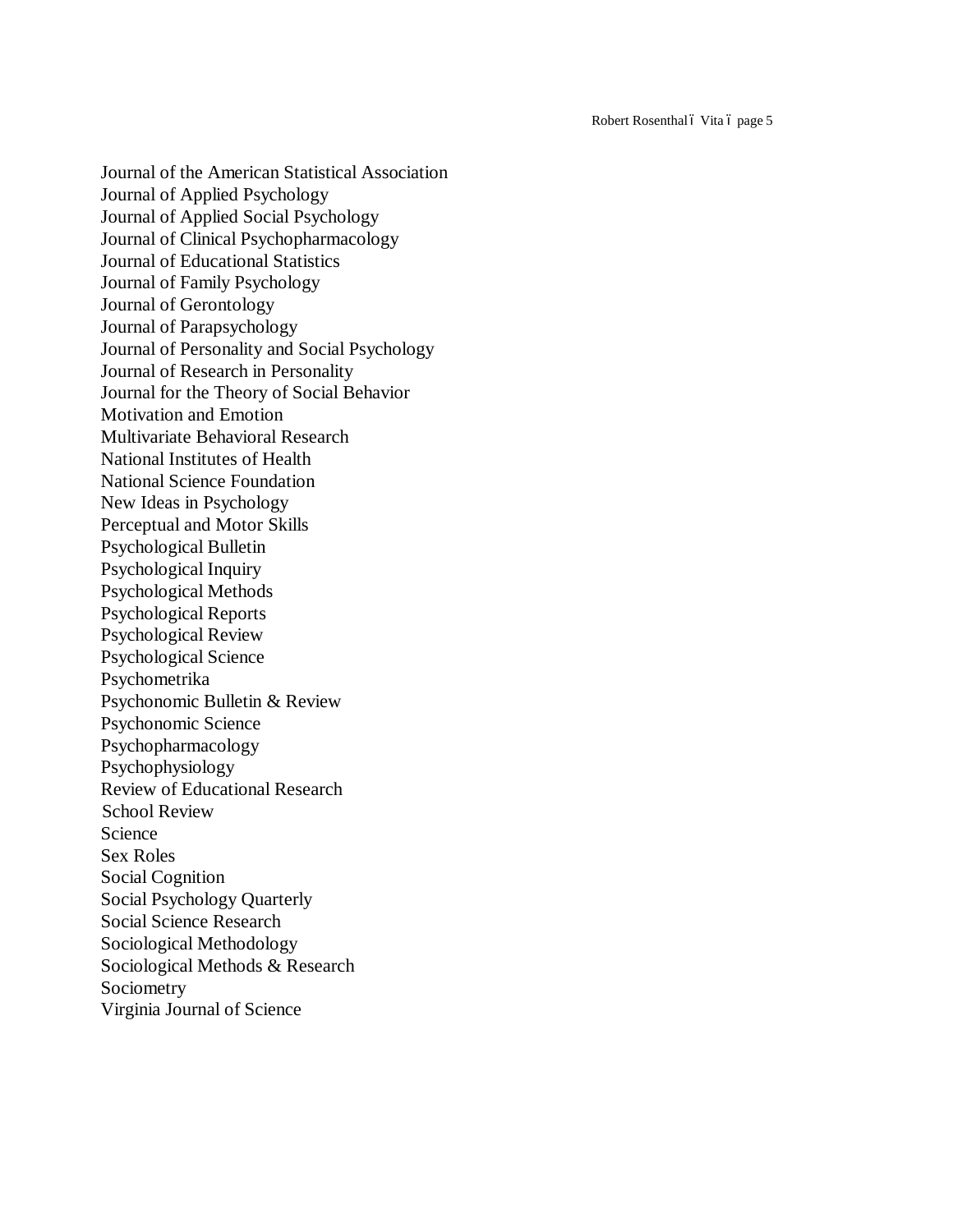Journal of the American Statistical Association
Journal of Applied Psychology
Journal of Applied Social Psychology
Journal of Clinical Psychopharmacology
Journal of Educational Statistics
Journal of Family Psychology
Journal of Gerontology
Journal of Parapsychology
Journal of Personality and Social Psychology
Journal of Research in Personality
Journal for the Theory of Social Behavior
Motivation and Emotion
Multivariate Behavioral Research
National Institutes of Health
National Science Foundation
New Ideas in Psychology
Perceptual and Motor Skills
Psychological Bulletin
Psychological Inquiry
Psychological Methods
Psychological Reports
Psychological Review
Psychological Science
Psychometrika
Psychonomic Bulletin & Review
Psychonomic Science
Psychopharmacology
Psychophysiology
Review of Educational Research
School Review
Science
Sex Roles
Social Cognition
Social Psychology Quarterly
Social Science Research
Sociological Methodology
Sociological Methods & Research
Sociometry
Virginia Journal of Science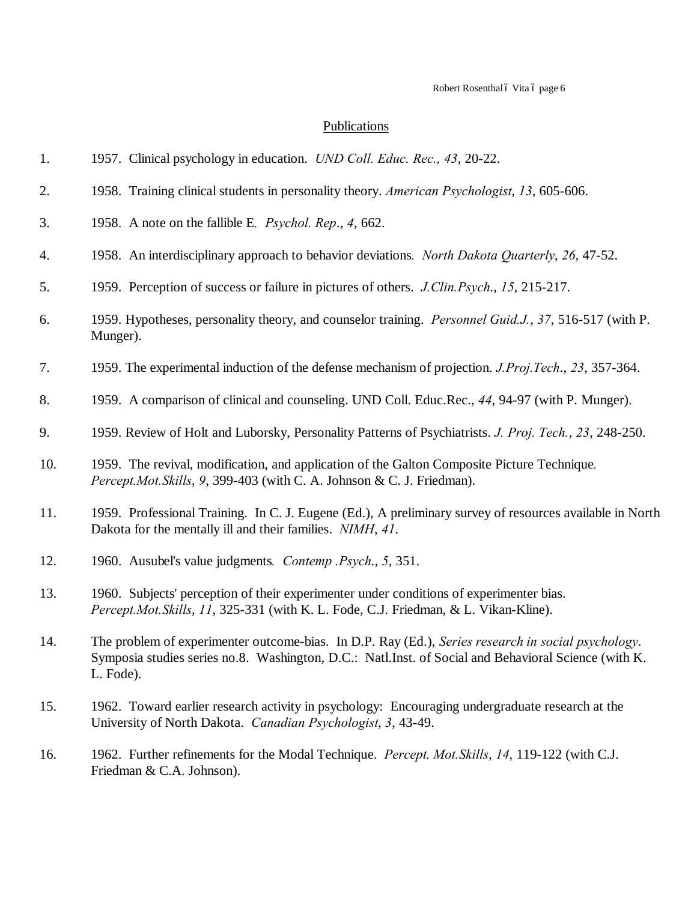## Publications

1. 1957. Clinical psychology in education. *UND Coll. Educ. Rec., 43*, 20-22.

2. 1958. Training clinical students in personality theory. *American Psychologist*, *13*, 605-606.

3. 1958. A note on the fallible E. *Psychol. Rep*., *4*, 662.

4. 1958. An interdisciplinary approach to behavior deviations. *North Dakota Quarterly*, *26*, 47-52.

5. 1959. Perception of success or failure in pictures of others. *J.Clin.Psych*., *15*, 215-217.

6. 1959. Hypotheses, personality theory, and counselor training. *Personnel Guid.J.*, *37*, 516-517 (with P. Munger).

7. 1959. The experimental induction of the defense mechanism of projection. *J.Proj.Tech*., *23*, 357-364.

8. 1959. A comparison of clinical and counseling. UND Coll. Educ.Rec., *44*, 94-97 (with P. Munger).

9. 1959. Review of Holt and Luborsky, Personality Patterns of Psychiatrists. *J. Proj. Tech.*, *23*, 248-250.

10. 1959. The revival, modification, and application of the Galton Composite Picture Technique. *Percept.Mot.Skills*, *9*, 399-403 (with C. A. Johnson & C. J. Friedman).

11. 1959. Professional Training. In C. J. Eugene (Ed.), A preliminary survey of resources available in North Dakota for the mentally ill and their families. *NIMH*, *41*.

12. 1960. Ausubel's value judgments. *Contemp .Psych*., *5*, 351.

13. 1960. Subjects' perception of their experimenter under conditions of experimenter bias. *Percept.Mot.Skills*, *11*, 325-331 (with K. L. Fode, C.J. Friedman, & L. Vikan-Kline).

14. The problem of experimenter outcome-bias. In D.P. Ray (Ed.), *Series research in social psychology*. Symposia studies series no.8. Washington, D.C.: Natl.Inst. of Social and Behavioral Science (with K. L. Fode).

15. 1962. Toward earlier research activity in psychology: Encouraging undergraduate research at the University of North Dakota. *Canadian Psychologist*, *3*, 43-49.

16. 1962. Further refinements for the Modal Technique. *Percept. Mot.Skills*, *14*, 119-122 (with C.J. Friedman & C.A. Johnson).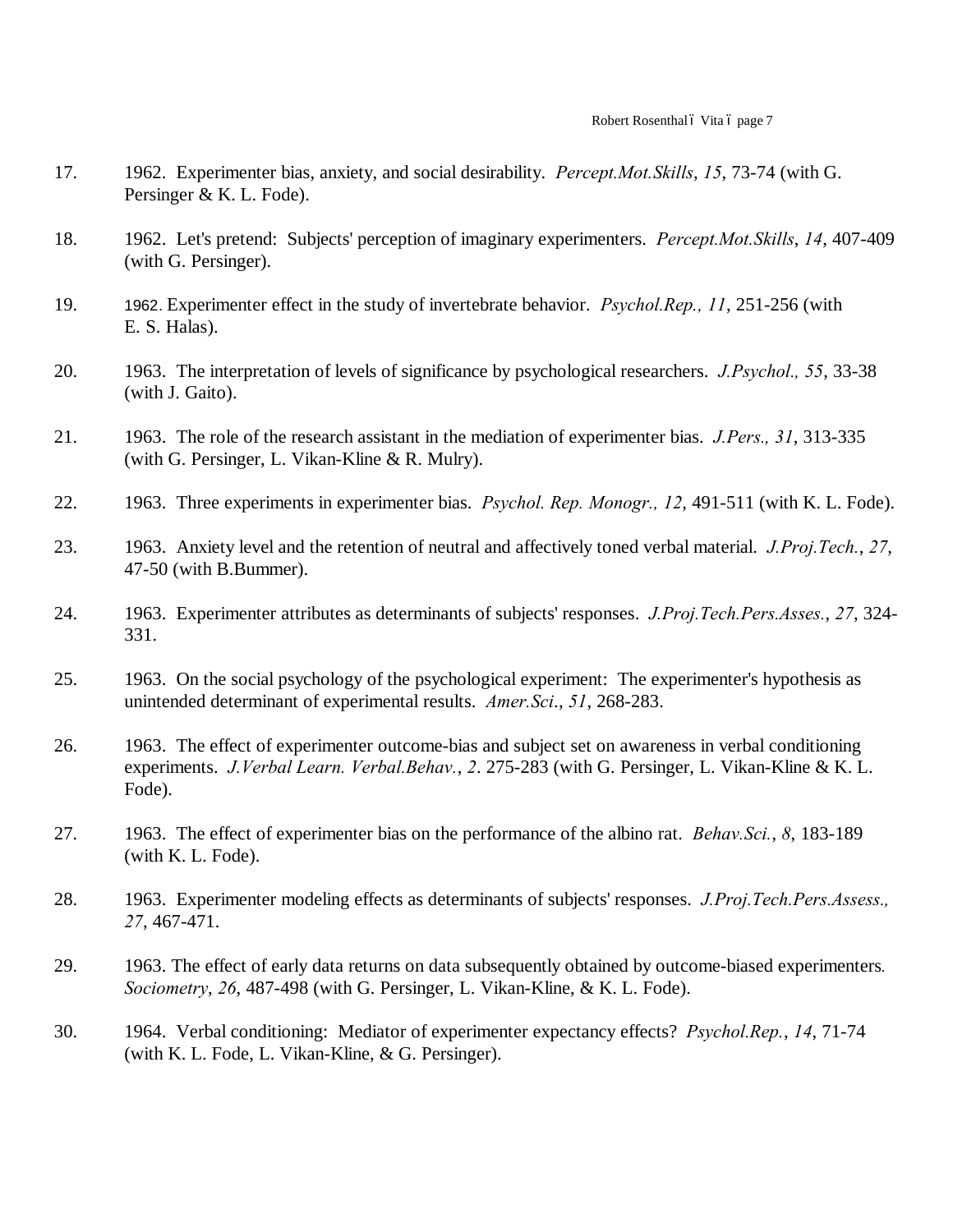17. 1962. Experimenter bias, anxiety, and social desirability. *Percept.Mot.Skills*, *15*, 73-74 (with G. Persinger & K. L. Fode).

18. 1962. Let's pretend: Subjects' perception of imaginary experimenters. *Percept.Mot.Skills*, *14*, 407-409 (with G. Persinger).

19. 1962. Experimenter effect in the study of invertebrate behavior. *Psychol.Rep., 11*, 251-256 (with E. S. Halas).

20. 1963. The interpretation of levels of significance by psychological researchers. *J.Psychol., 55*, 33-38 (with J. Gaito).

21. 1963. The role of the research assistant in the mediation of experimenter bias. *J.Pers., 31*, 313-335 (with G. Persinger, L. Vikan-Kline & R. Mulry).

22. 1963. Three experiments in experimenter bias. *Psychol. Rep. Monogr., 12*, 491-511 (with K. L. Fode).

23. 1963. Anxiety level and the retention of neutral and affectively toned verbal material. *J.Proj.Tech.*, *27*, 47-50 (with B.Bummer).

24. 1963. Experimenter attributes as determinants of subjects' responses. *J.Proj.Tech.Pers.Asses.*, *27*, 324-331.

25. 1963. On the social psychology of the psychological experiment: The experimenter's hypothesis as unintended determinant of experimental results. *Amer.Sci*., *51*, 268-283.

26. 1963. The effect of experimenter outcome-bias and subject set on awareness in verbal conditioning experiments. *J.Verbal Learn. Verbal.Behav.*, *2*. 275-283 (with G. Persinger, L. Vikan-Kline & K. L. Fode).

27. 1963. The effect of experimenter bias on the performance of the albino rat. *Behav.Sci.*, *8*, 183-189 (with K. L. Fode).

28. 1963. Experimenter modeling effects as determinants of subjects' responses. *J.Proj.Tech.Pers.Assess., 27*, 467-471.

29. 1963. The effect of early data returns on data subsequently obtained by outcome-biased experimenters. *Sociometry*, *26*, 487-498 (with G. Persinger, L. Vikan-Kline, & K. L. Fode).

30. 1964. Verbal conditioning: Mediator of experimenter expectancy effects? *Psychol.Rep.*, *14*, 71-74 (with K. L. Fode, L. Vikan-Kline, & G. Persinger).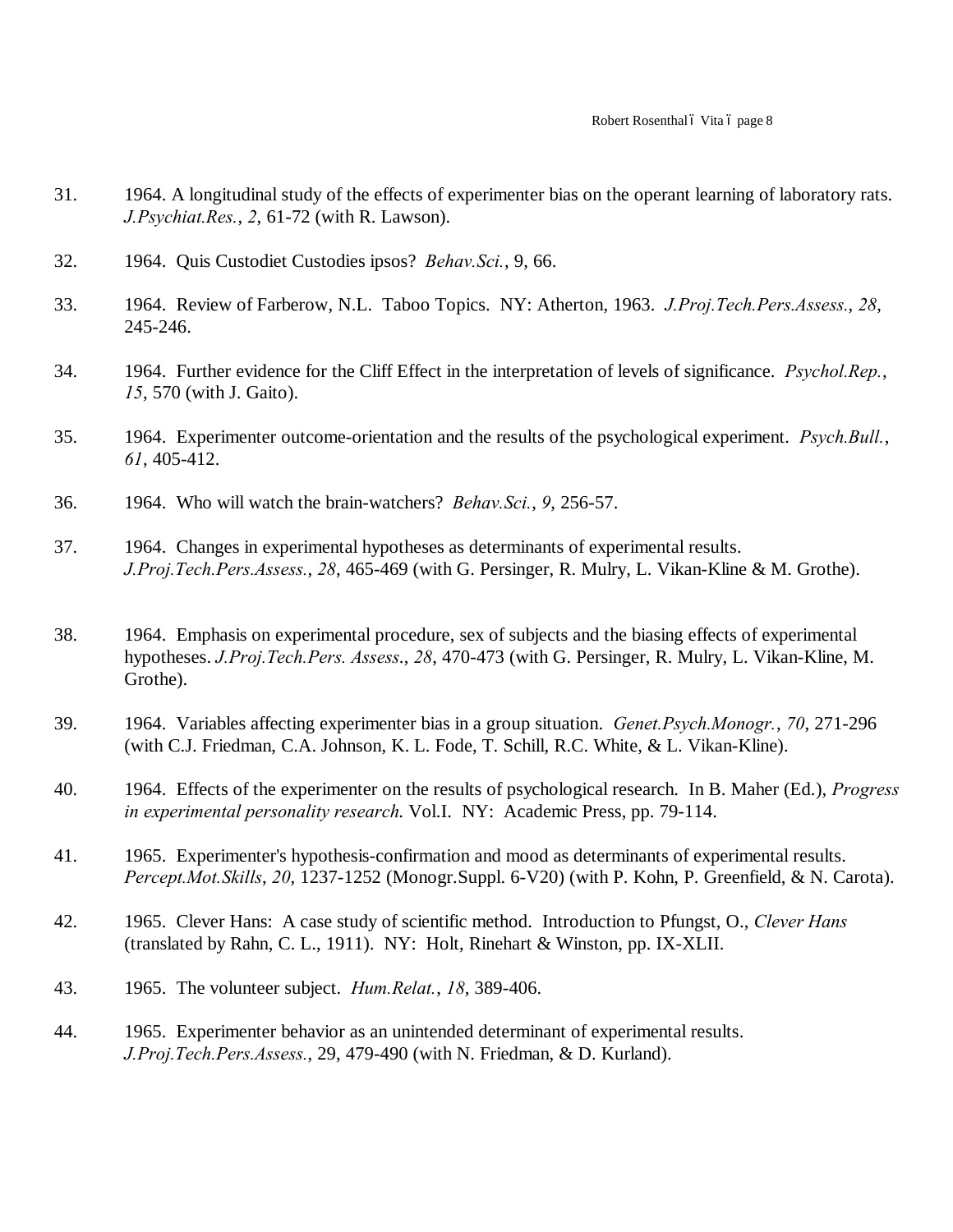31. 1964. A longitudinal study of the effects of experimenter bias on the operant learning of laboratory rats. *J.Psychiat.Res.*, *2*, 61-72 (with R. Lawson).

32. 1964. Quis Custodiet Custodies ipsos? *Behav.Sci.*, 9, 66.

33. 1964. Review of Farberow, N.L. Taboo Topics. NY: Atherton, 1963. *J.Proj.Tech.Pers.Assess.*, *28*, 245-246.

34. 1964. Further evidence for the Cliff Effect in the interpretation of levels of significance. *Psychol.Rep.*, *15*, 570 (with J. Gaito).

35. 1964. Experimenter outcome-orientation and the results of the psychological experiment. *Psych.Bull.*, *61*, 405-412.

36. 1964. Who will watch the brain-watchers? *Behav.Sci.*, *9*, 256-57.

37. 1964. Changes in experimental hypotheses as determinants of experimental results. *J.Proj.Tech.Pers.Assess.*, *28*, 465-469 (with G. Persinger, R. Mulry, L. Vikan-Kline & M. Grothe).

38. 1964. Emphasis on experimental procedure, sex of subjects and the biasing effects of experimental hypotheses. *J.Proj.Tech.Pers. Assess.*, *28*, 470-473 (with G. Persinger, R. Mulry, L. Vikan-Kline, M. Grothe).

39. 1964. Variables affecting experimenter bias in a group situation. *Genet.Psych.Monogr.*, *70*, 271-296 (with C.J. Friedman, C.A. Johnson, K. L. Fode, T. Schill, R.C. White, & L. Vikan-Kline).

40. 1964. Effects of the experimenter on the results of psychological research. In B. Maher (Ed.), *Progress in experimental personality research.* Vol.I. NY: Academic Press, pp. 79-114.

41. 1965. Experimenter's hypothesis-confirmation and mood as determinants of experimental results. *Percept.Mot.Skills*, *20*, 1237-1252 (Monogr.Suppl. 6-V20) (with P. Kohn, P. Greenfield, & N. Carota).

42. 1965. Clever Hans: A case study of scientific method. Introduction to Pfungst, O., *Clever Hans* (translated by Rahn, C. L., 1911). NY: Holt, Rinehart & Winston, pp. IX-XLII.

43. 1965. The volunteer subject. *Hum.Relat.*, *18*, 389-406.

44. 1965. Experimenter behavior as an unintended determinant of experimental results. *J.Proj.Tech.Pers.Assess.*, 29, 479-490 (with N. Friedman, & D. Kurland).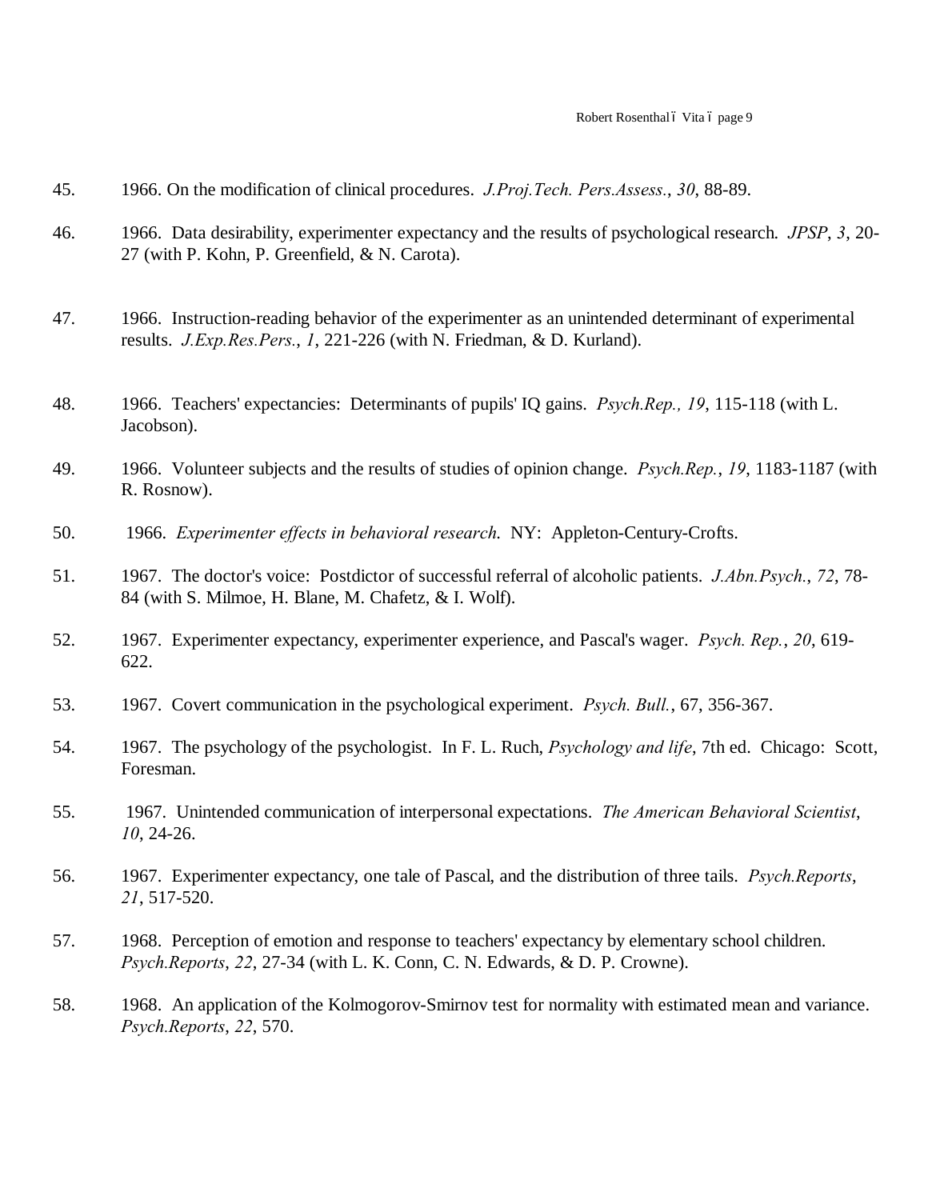45. 1966. On the modification of clinical procedures. *J.Proj.Tech. Pers.Assess.*, *30*, 88-89.

46. 1966. Data desirability, experimenter expectancy and the results of psychological research. *JPSP*, *3*, 20-27 (with P. Kohn, P. Greenfield, & N. Carota).

47. 1966. Instruction-reading behavior of the experimenter as an unintended determinant of experimental results. *J.Exp.Res.Pers.*, *1*, 221-226 (with N. Friedman, & D. Kurland).

48. 1966. Teachers' expectancies: Determinants of pupils' IQ gains. *Psych.Rep., 19*, 115-118 (with L. Jacobson).

49. 1966. Volunteer subjects and the results of studies of opinion change. *Psych.Rep.*, *19*, 1183-1187 (with R. Rosnow).

50. 1966. *Experimenter effects in behavioral research.* NY: Appleton-Century-Crofts.

51. 1967. The doctor's voice: Postdictor of successful referral of alcoholic patients. *J.Abn.Psych.*, *72*, 78-84 (with S. Milmoe, H. Blane, M. Chafetz, & I. Wolf).

52. 1967. Experimenter expectancy, experimenter experience, and Pascal's wager. *Psych. Rep.*, *20*, 619-622.

53. 1967. Covert communication in the psychological experiment. *Psych. Bull.*, 67, 356-367.

54. 1967. The psychology of the psychologist. In F. L. Ruch, *Psychology and life*, 7th ed. Chicago: Scott, Foresman.

55. 1967. Unintended communication of interpersonal expectations. *The American Behavioral Scientist*, *10*, 24-26.

56. 1967. Experimenter expectancy, one tale of Pascal, and the distribution of three tails. *Psych.Reports*, *21*, 517-520.

57. 1968. Perception of emotion and response to teachers' expectancy by elementary school children. *Psych.Reports*, *22*, 27-34 (with L. K. Conn, C. N. Edwards, & D. P. Crowne).

58. 1968. An application of the Kolmogorov-Smirnov test for normality with estimated mean and variance. *Psych.Reports*, *22*, 570.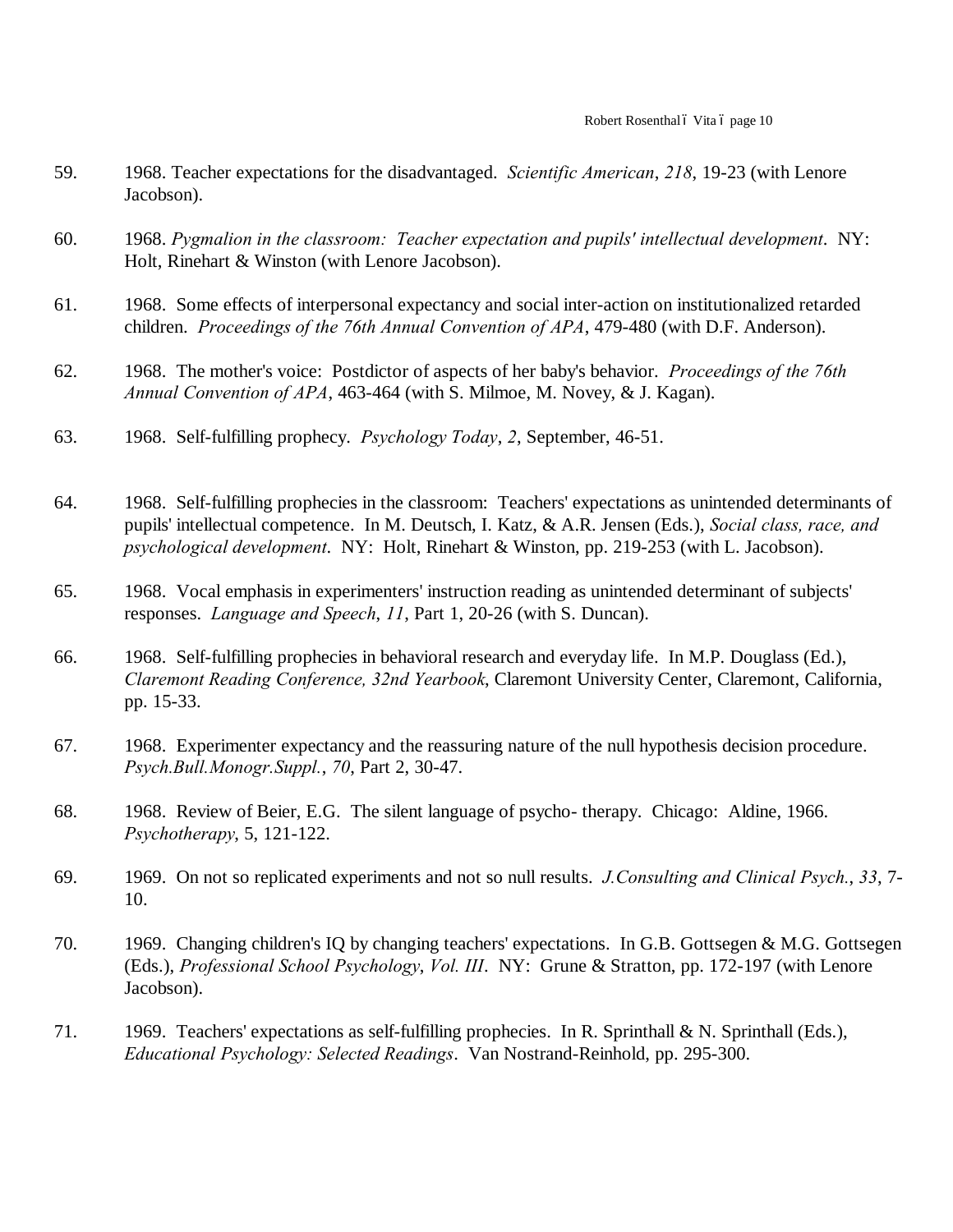59. 1968. Teacher expectations for the disadvantaged. *Scientific American*, *218*, 19-23 (with Lenore Jacobson).

60. 1968. *Pygmalion in the classroom: Teacher expectation and pupils' intellectual development*. NY: Holt, Rinehart & Winston (with Lenore Jacobson).

61. 1968. Some effects of interpersonal expectancy and social inter-action on institutionalized retarded children. *Proceedings of the 76th Annual Convention of APA*, 479-480 (with D.F. Anderson).

62. 1968. The mother's voice: Postdictor of aspects of her baby's behavior. *Proceedings of the 76th Annual Convention of APA*, 463-464 (with S. Milmoe, M. Novey, & J. Kagan).

63. 1968. Self-fulfilling prophecy. *Psychology Today*, *2*, September, 46-51.

64. 1968. Self-fulfilling prophecies in the classroom: Teachers' expectations as unintended determinants of pupils' intellectual competence. In M. Deutsch, I. Katz, & A.R. Jensen (Eds.), *Social class, race, and psychological development*. NY: Holt, Rinehart & Winston, pp. 219-253 (with L. Jacobson).

65. 1968. Vocal emphasis in experimenters' instruction reading as unintended determinant of subjects' responses. *Language and Speech*, *11*, Part 1, 20-26 (with S. Duncan).

66. 1968. Self-fulfilling prophecies in behavioral research and everyday life. In M.P. Douglass (Ed.), *Claremont Reading Conference, 32nd Yearbook*, Claremont University Center, Claremont, California, pp. 15-33.

67. 1968. Experimenter expectancy and the reassuring nature of the null hypothesis decision procedure. *Psych.Bull.Monogr.Suppl.*, *70*, Part 2, 30-47.

68. 1968. Review of Beier, E.G. The silent language of psycho- therapy. Chicago: Aldine, 1966. *Psychotherapy*, 5, 121-122.

69. 1969. On not so replicated experiments and not so null results. *J.Consulting and Clinical Psych.*, *33*, 7-10.

70. 1969. Changing children's IQ by changing teachers' expectations. In G.B. Gottsegen & M.G. Gottsegen (Eds.), *Professional School Psychology*, *Vol. III*. NY: Grune & Stratton, pp. 172-197 (with Lenore Jacobson).

71. 1969. Teachers' expectations as self-fulfilling prophecies. In R. Sprinthall & N. Sprinthall (Eds.), *Educational Psychology: Selected Readings*. Van Nostrand-Reinhold, pp. 295-300.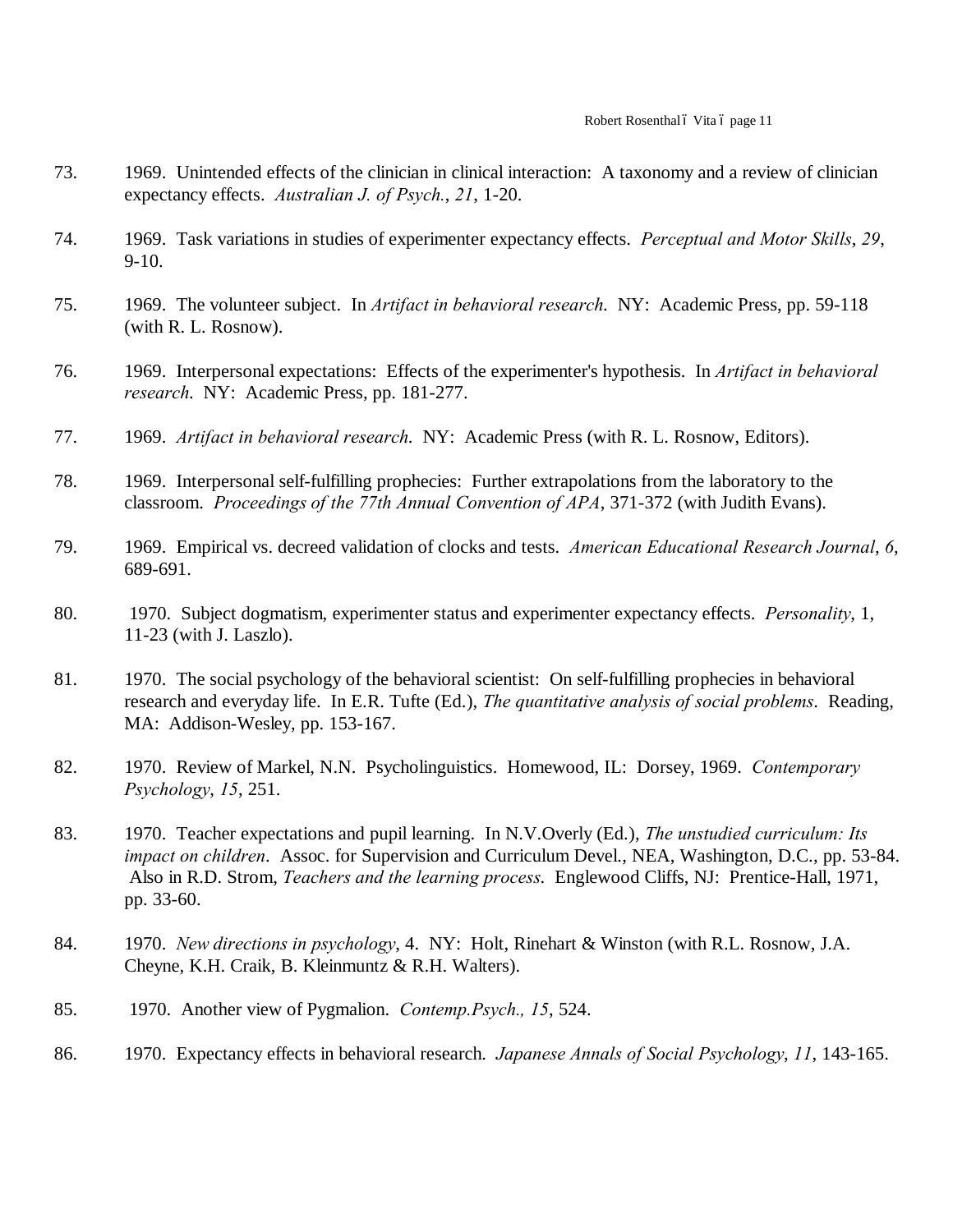73. 1969. Unintended effects of the clinician in clinical interaction: A taxonomy and a review of clinician expectancy effects. *Australian J. of Psych.*, *21*, 1-20.

74. 1969. Task variations in studies of experimenter expectancy effects. *Perceptual and Motor Skills*, *29*, 9-10.

75. 1969. The volunteer subject. In *Artifact in behavioral research*. NY: Academic Press, pp. 59-118 (with R. L. Rosnow).

76. 1969. Interpersonal expectations: Effects of the experimenter's hypothesis. In *Artifact in behavioral research*. NY: Academic Press, pp. 181-277.

77. 1969. *Artifact in behavioral research*. NY: Academic Press (with R. L. Rosnow, Editors).

78. 1969. Interpersonal self-fulfilling prophecies: Further extrapolations from the laboratory to the classroom. *Proceedings of the 77th Annual Convention of APA*, 371-372 (with Judith Evans).

79. 1969. Empirical vs. decreed validation of clocks and tests. *American Educational Research Journal*, *6*, 689-691.

80. 1970. Subject dogmatism, experimenter status and experimenter expectancy effects. *Personality*, 1, 11-23 (with J. Laszlo).

81. 1970. The social psychology of the behavioral scientist: On self-fulfilling prophecies in behavioral research and everyday life. In E.R. Tufte (Ed.), *The quantitative analysis of social problems*. Reading, MA: Addison-Wesley, pp. 153-167.

82. 1970. Review of Markel, N.N. Psycholinguistics. Homewood, IL: Dorsey, 1969. *Contemporary Psychology*, *15*, 251.

83. 1970. Teacher expectations and pupil learning. In N.V.Overly (Ed.), *The unstudied curriculum: Its impact on children*. Assoc. for Supervision and Curriculum Devel., NEA, Washington, D.C., pp. 53-84. Also in R.D. Strom, *Teachers and the learning process*. Englewood Cliffs, NJ: Prentice-Hall, 1971, pp. 33-60.

84. 1970. *New directions in psychology*, 4. NY: Holt, Rinehart & Winston (with R.L. Rosnow, J.A. Cheyne, K.H. Craik, B. Kleinmuntz & R.H. Walters).

85. 1970. Another view of Pygmalion. *Contemp.Psych., 15*, 524.

86. 1970. Expectancy effects in behavioral research. *Japanese Annals of Social Psychology*, *11*, 143-165.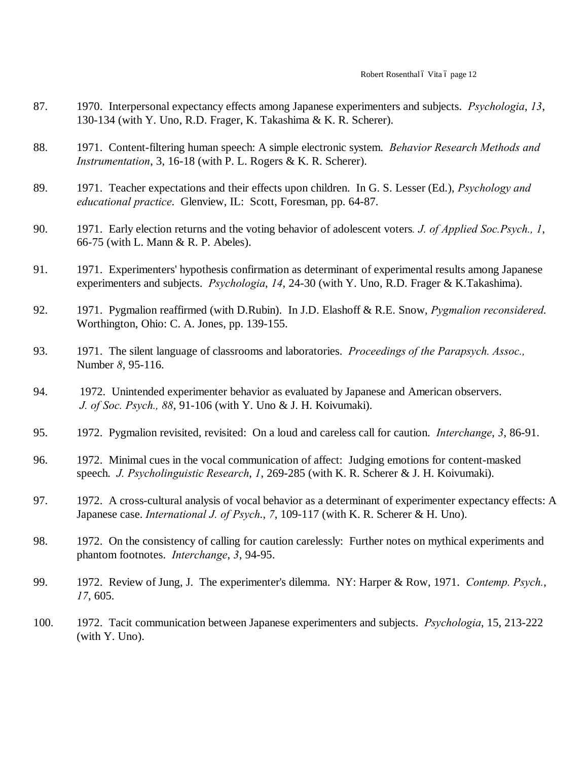87. 1970. Interpersonal expectancy effects among Japanese experimenters and subjects. *Psychologia*, *13*, 130-134 (with Y. Uno, R.D. Frager, K. Takashima & K. R. Scherer).

88. 1971. Content-filtering human speech: A simple electronic system. *Behavior Research Methods and Instrumentation*, 3, 16-18 (with P. L. Rogers & K. R. Scherer).

89. 1971. Teacher expectations and their effects upon children. In G. S. Lesser (Ed.), *Psychology and educational practice*. Glenview, IL: Scott, Foresman, pp. 64-87.

90. 1971. Early election returns and the voting behavior of adolescent voters. *J. of Applied Soc.Psych., 1*, 66-75 (with L. Mann & R. P. Abeles).

91. 1971. Experimenters' hypothesis confirmation as determinant of experimental results among Japanese experimenters and subjects. *Psychologia*, *14*, 24-30 (with Y. Uno, R.D. Frager & K.Takashima).

92. 1971. Pygmalion reaffirmed (with D.Rubin). In J.D. Elashoff & R.E. Snow, *Pygmalion reconsidered.* Worthington, Ohio: C. A. Jones, pp. 139-155.

93. 1971. The silent language of classrooms and laboratories. *Proceedings of the Parapsych. Assoc.,* Number *8*, 95-116.

94. 1972. Unintended experimenter behavior as evaluated by Japanese and American observers. *J. of Soc. Psych., 88*, 91-106 (with Y. Uno & J. H. Koivumaki).

95. 1972. Pygmalion revisited, revisited: On a loud and careless call for caution. *Interchange*, *3*, 86-91.

96. 1972. Minimal cues in the vocal communication of affect: Judging emotions for content-masked speech. *J. Psycholinguistic Research*, *1*, 269-285 (with K. R. Scherer & J. H. Koivumaki).

97. 1972. A cross-cultural analysis of vocal behavior as a determinant of experimenter expectancy effects: A Japanese case. *International J. of Psych*., *7*, 109-117 (with K. R. Scherer & H. Uno).

98. 1972. On the consistency of calling for caution carelessly: Further notes on mythical experiments and phantom footnotes. *Interchange*, *3*, 94-95.

99. 1972. Review of Jung, J. The experimenter's dilemma. NY: Harper & Row, 1971. *Contemp. Psych.*, *17*, 605.

100. 1972. Tacit communication between Japanese experimenters and subjects. *Psychologia*, 15, 213-222 (with Y. Uno).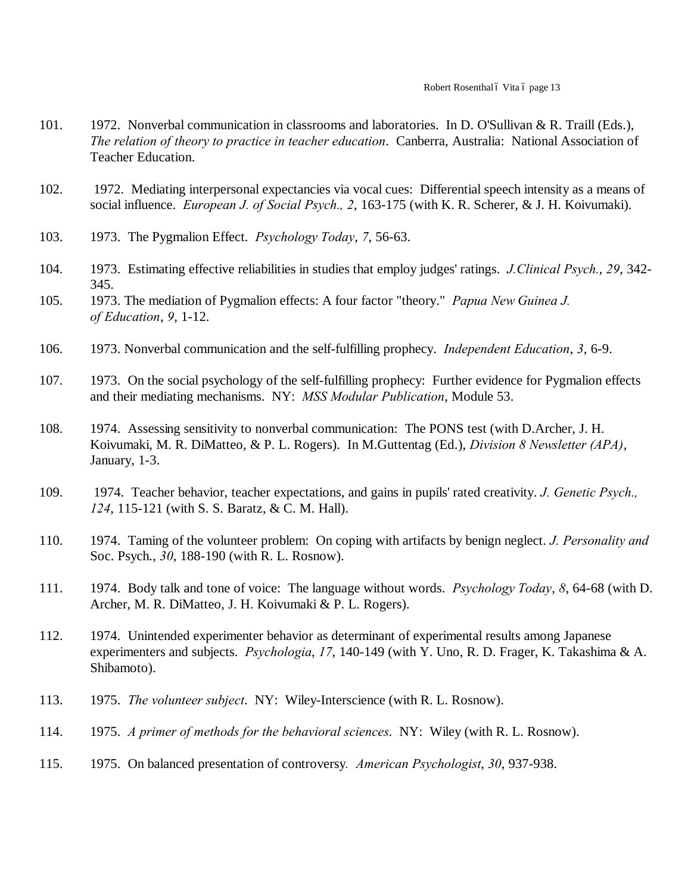101. 1972. Nonverbal communication in classrooms and laboratories. In D. O'Sullivan & R. Traill (Eds.), *The relation of theory to practice in teacher education*. Canberra, Australia: National Association of Teacher Education.

102. 1972. Mediating interpersonal expectancies via vocal cues: Differential speech intensity as a means of social influence. *European J. of Social Psych., 2*, 163-175 (with K. R. Scherer, & J. H. Koivumaki).

103. 1973. The Pygmalion Effect. *Psychology Today*, *7*, 56-63.

104. 1973. Estimating effective reliabilities in studies that employ judges' ratings. *J.Clinical Psych.*, *29*, 342-345.

105. 1973. The mediation of Pygmalion effects: A four factor "theory." *Papua New Guinea J. of Education*, *9*, 1-12.

106. 1973. Nonverbal communication and the self-fulfilling prophecy. *Independent Education*, *3*, 6-9.

107. 1973. On the social psychology of the self-fulfilling prophecy: Further evidence for Pygmalion effects and their mediating mechanisms. NY: *MSS Modular Publication*, Module 53.

108. 1974. Assessing sensitivity to nonverbal communication: The PONS test (with D.Archer, J. H. Koivumaki, M. R. DiMatteo, & P. L. Rogers). In M.Guttentag (Ed.), *Division 8 Newsletter (APA)*, January, 1-3.

109. 1974. Teacher behavior, teacher expectations, and gains in pupils' rated creativity. *J. Genetic Psych., 124*, 115-121 (with S. S. Baratz, & C. M. Hall).

110. 1974. Taming of the volunteer problem: On coping with artifacts by benign neglect. *J. Personality and* Soc. Psych., *30*, 188-190 (with R. L. Rosnow).

111. 1974. Body talk and tone of voice: The language without words. *Psychology Today*, *8*, 64-68 (with D. Archer, M. R. DiMatteo, J. H. Koivumaki & P. L. Rogers).

112. 1974. Unintended experimenter behavior as determinant of experimental results among Japanese experimenters and subjects. *Psychologia*, *17*, 140-149 (with Y. Uno, R. D. Frager, K. Takashima & A. Shibamoto).

113. 1975. *The volunteer subject*. NY: Wiley-Interscience (with R. L. Rosnow).

114. 1975. *A primer of methods for the behavioral sciences*. NY: Wiley (with R. L. Rosnow).

115. 1975. On balanced presentation of controversy. *American Psychologist*, *30*, 937-938.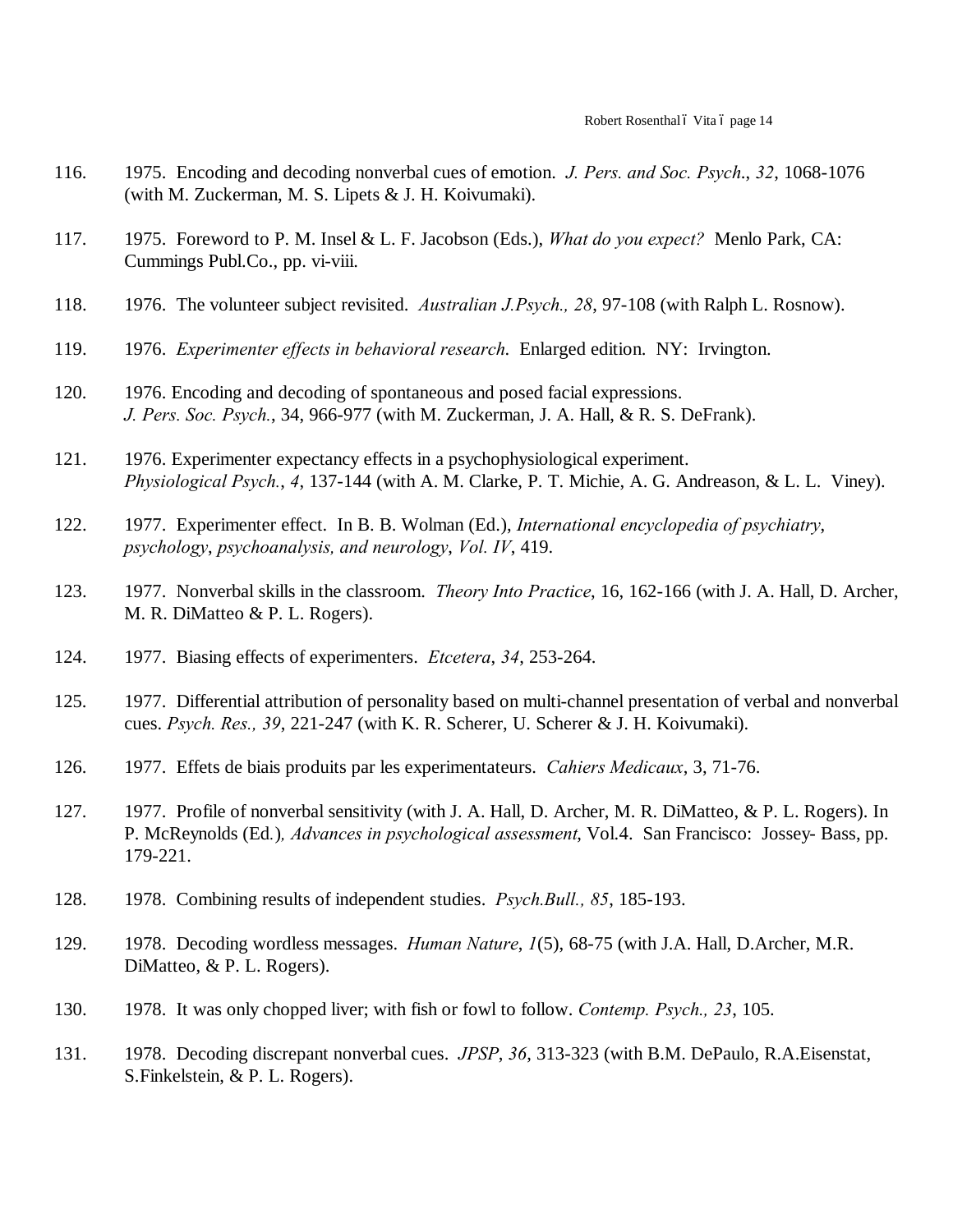116. 1975. Encoding and decoding nonverbal cues of emotion. *J. Pers. and Soc. Psych.*, *32*, 1068-1076 (with M. Zuckerman, M. S. Lipets & J. H. Koivumaki).

117. 1975. Foreword to P. M. Insel & L. F. Jacobson (Eds.), *What do you expect?* Menlo Park, CA: Cummings Publ.Co., pp. vi-viii.

118. 1976. The volunteer subject revisited. *Australian J.Psych., 28*, 97-108 (with Ralph L. Rosnow).

119. 1976. *Experimenter effects in behavioral research*. Enlarged edition. NY: Irvington.

120. 1976. Encoding and decoding of spontaneous and posed facial expressions. *J. Pers. Soc. Psych.*, 34, 966-977 (with M. Zuckerman, J. A. Hall, & R. S. DeFrank).

121. 1976. Experimenter expectancy effects in a psychophysiological experiment. *Physiological Psych.*, *4*, 137-144 (with A. M. Clarke, P. T. Michie, A. G. Andreason, & L. L. Viney).

122. 1977. Experimenter effect. In B. B. Wolman (Ed.), *International encyclopedia of psychiatry, psychology, psychoanalysis, and neurology, Vol. IV*, 419.

123. 1977. Nonverbal skills in the classroom. *Theory Into Practice*, 16, 162-166 (with J. A. Hall, D. Archer, M. R. DiMatteo & P. L. Rogers).

124. 1977. Biasing effects of experimenters. *Etcetera*, *34*, 253-264.

125. 1977. Differential attribution of personality based on multi-channel presentation of verbal and nonverbal cues. *Psych. Res., 39*, 221-247 (with K. R. Scherer, U. Scherer & J. H. Koivumaki).

126. 1977. Effets de biais produits par les experimentateurs. *Cahiers Medicaux*, 3, 71-76.

127. 1977. Profile of nonverbal sensitivity (with J. A. Hall, D. Archer, M. R. DiMatteo, & P. L. Rogers). In P. McReynolds (Ed.), *Advances in psychological assessment*, Vol.4. San Francisco: Jossey- Bass, pp. 179-221.

128. 1978. Combining results of independent studies. *Psych.Bull., 85*, 185-193.

129. 1978. Decoding wordless messages. *Human Nature*, *1*(5), 68-75 (with J.A. Hall, D.Archer, M.R. DiMatteo, & P. L. Rogers).

130. 1978. It was only chopped liver; with fish or fowl to follow. *Contemp. Psych., 23*, 105.

131. 1978. Decoding discrepant nonverbal cues. *JPSP*, *36*, 313-323 (with B.M. DePaulo, R.A.Eisenstat, S.Finkelstein, & P. L. Rogers).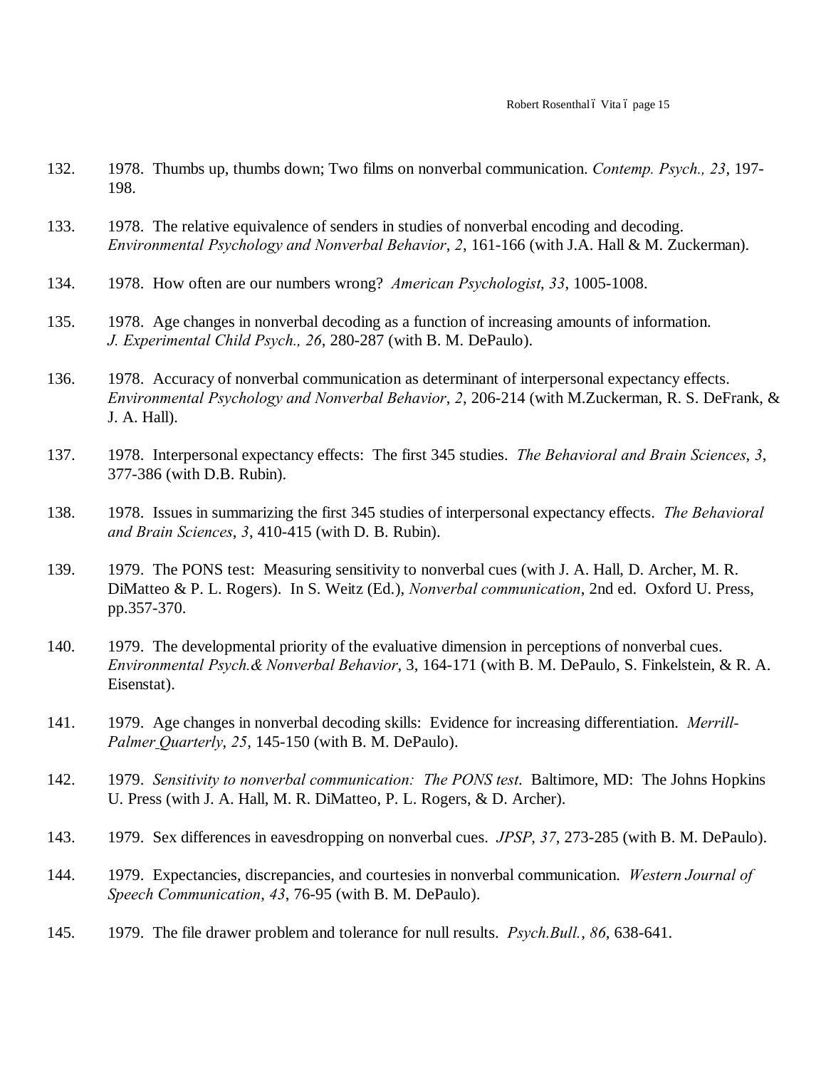132. 1978. Thumbs up, thumbs down; Two films on nonverbal communication. *Contemp. Psych., 23*, 197-198.

133. 1978. The relative equivalence of senders in studies of nonverbal encoding and decoding. *Environmental Psychology and Nonverbal Behavior*, *2*, 161-166 (with J.A. Hall & M. Zuckerman).

134. 1978. How often are our numbers wrong? *American Psychologist*, *33*, 1005-1008.

135. 1978. Age changes in nonverbal decoding as a function of increasing amounts of information. *J. Experimental Child Psych., 26*, 280-287 (with B. M. DePaulo).

136. 1978. Accuracy of nonverbal communication as determinant of interpersonal expectancy effects. *Environmental Psychology and Nonverbal Behavior*, *2*, 206-214 (with M.Zuckerman, R. S. DeFrank, & J. A. Hall).

137. 1978. Interpersonal expectancy effects: The first 345 studies. *The Behavioral and Brain Sciences*, *3*, 377-386 (with D.B. Rubin).

138. 1978. Issues in summarizing the first 345 studies of interpersonal expectancy effects. *The Behavioral and Brain Sciences*, *3*, 410-415 (with D. B. Rubin).

139. 1979. The PONS test: Measuring sensitivity to nonverbal cues (with J. A. Hall, D. Archer, M. R. DiMatteo & P. L. Rogers). In S. Weitz (Ed.), *Nonverbal communication*, 2nd ed. Oxford U. Press, pp.357-370.

140. 1979. The developmental priority of the evaluative dimension in perceptions of nonverbal cues. *Environmental Psych.& Nonverbal Behavior*, 3, 164-171 (with B. M. DePaulo, S. Finkelstein, & R. A. Eisenstat).

141. 1979. Age changes in nonverbal decoding skills: Evidence for increasing differentiation. *Merrill-Palmer Quarterly*, *25*, 145-150 (with B. M. DePaulo).

142. 1979. *Sensitivity to nonverbal communication: The PONS test*. Baltimore, MD: The Johns Hopkins U. Press (with J. A. Hall, M. R. DiMatteo, P. L. Rogers, & D. Archer).

143. 1979. Sex differences in eavesdropping on nonverbal cues. *JPSP*, *37*, 273-285 (with B. M. DePaulo).

144. 1979. Expectancies, discrepancies, and courtesies in nonverbal communication. *Western Journal of Speech Communication*, *43*, 76-95 (with B. M. DePaulo).

145. 1979. The file drawer problem and tolerance for null results. *Psych.Bull.*, *86*, 638-641.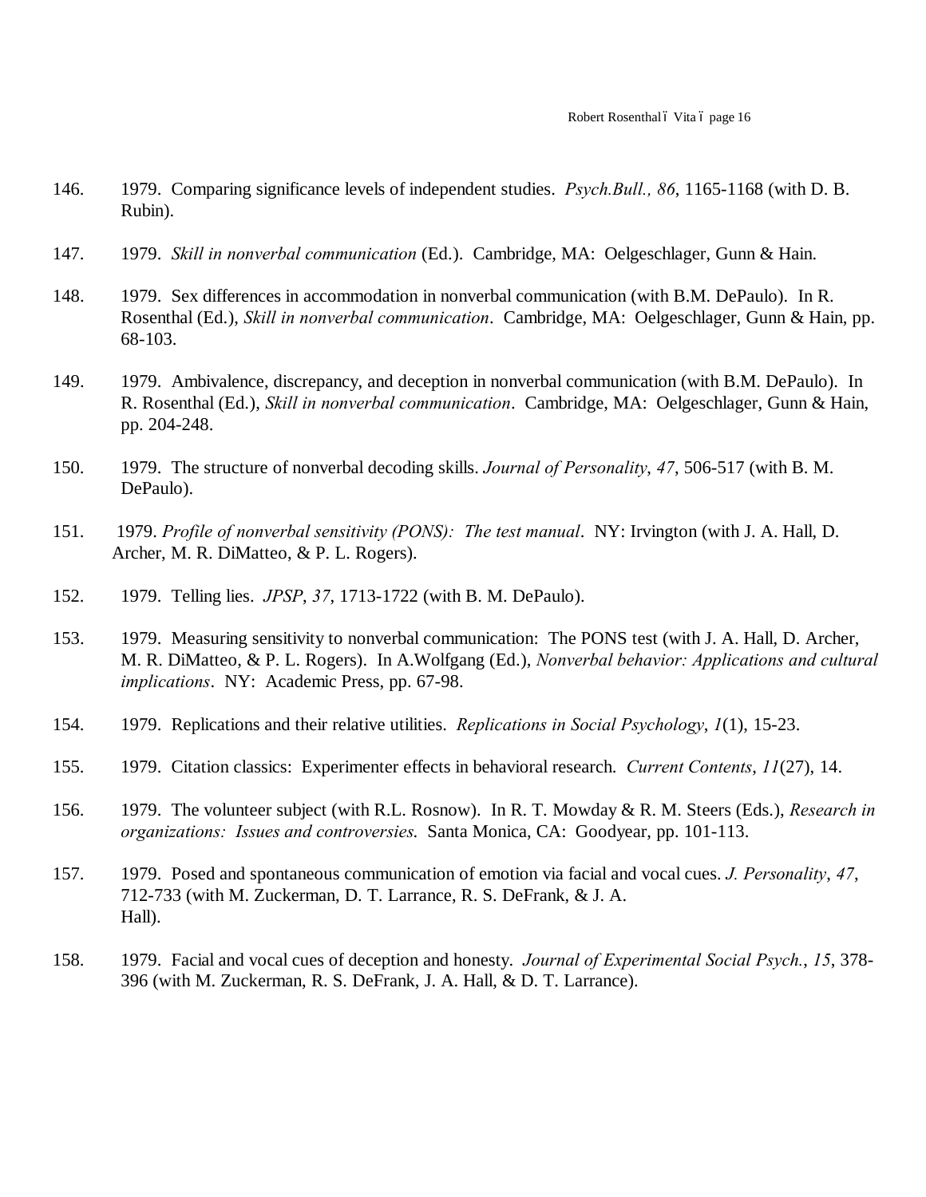146. 1979. Comparing significance levels of independent studies. *Psych.Bull., 86*, 1165-1168 (with D. B. Rubin).

147. 1979. *Skill in nonverbal communication* (Ed.). Cambridge, MA: Oelgeschlager, Gunn & Hain.

148. 1979. Sex differences in accommodation in nonverbal communication (with B.M. DePaulo). In R. Rosenthal (Ed.), *Skill in nonverbal communication*. Cambridge, MA: Oelgeschlager, Gunn & Hain, pp. 68-103.

149. 1979. Ambivalence, discrepancy, and deception in nonverbal communication (with B.M. DePaulo). In R. Rosenthal (Ed.), *Skill in nonverbal communication*. Cambridge, MA: Oelgeschlager, Gunn & Hain, pp. 204-248.

150. 1979. The structure of nonverbal decoding skills. *Journal of Personality*, *47*, 506-517 (with B. M. DePaulo).

151. 1979. *Profile of nonverbal sensitivity (PONS): The test manual*. NY: Irvington (with J. A. Hall, D. Archer, M. R. DiMatteo, & P. L. Rogers).

152. 1979. Telling lies. *JPSP*, *37*, 1713-1722 (with B. M. DePaulo).

153. 1979. Measuring sensitivity to nonverbal communication: The PONS test (with J. A. Hall, D. Archer, M. R. DiMatteo, & P. L. Rogers). In A.Wolfgang (Ed.), *Nonverbal behavior: Applications and cultural implications*. NY: Academic Press, pp. 67-98.

154. 1979. Replications and their relative utilities. *Replications in Social Psychology*, *1*(1), 15-23.

155. 1979. Citation classics: Experimenter effects in behavioral research. *Current Contents*, *11*(27), 14.

156. 1979. The volunteer subject (with R.L. Rosnow). In R. T. Mowday & R. M. Steers (Eds.), *Research in organizations: Issues and controversies.* Santa Monica, CA: Goodyear, pp. 101-113.

157. 1979. Posed and spontaneous communication of emotion via facial and vocal cues. *J. Personality*, *47*, 712-733 (with M. Zuckerman, D. T. Larrance, R. S. DeFrank, & J. A. Hall).

158. 1979. Facial and vocal cues of deception and honesty. *Journal of Experimental Social Psych.*, *15*, 378-396 (with M. Zuckerman, R. S. DeFrank, J. A. Hall, & D. T. Larrance).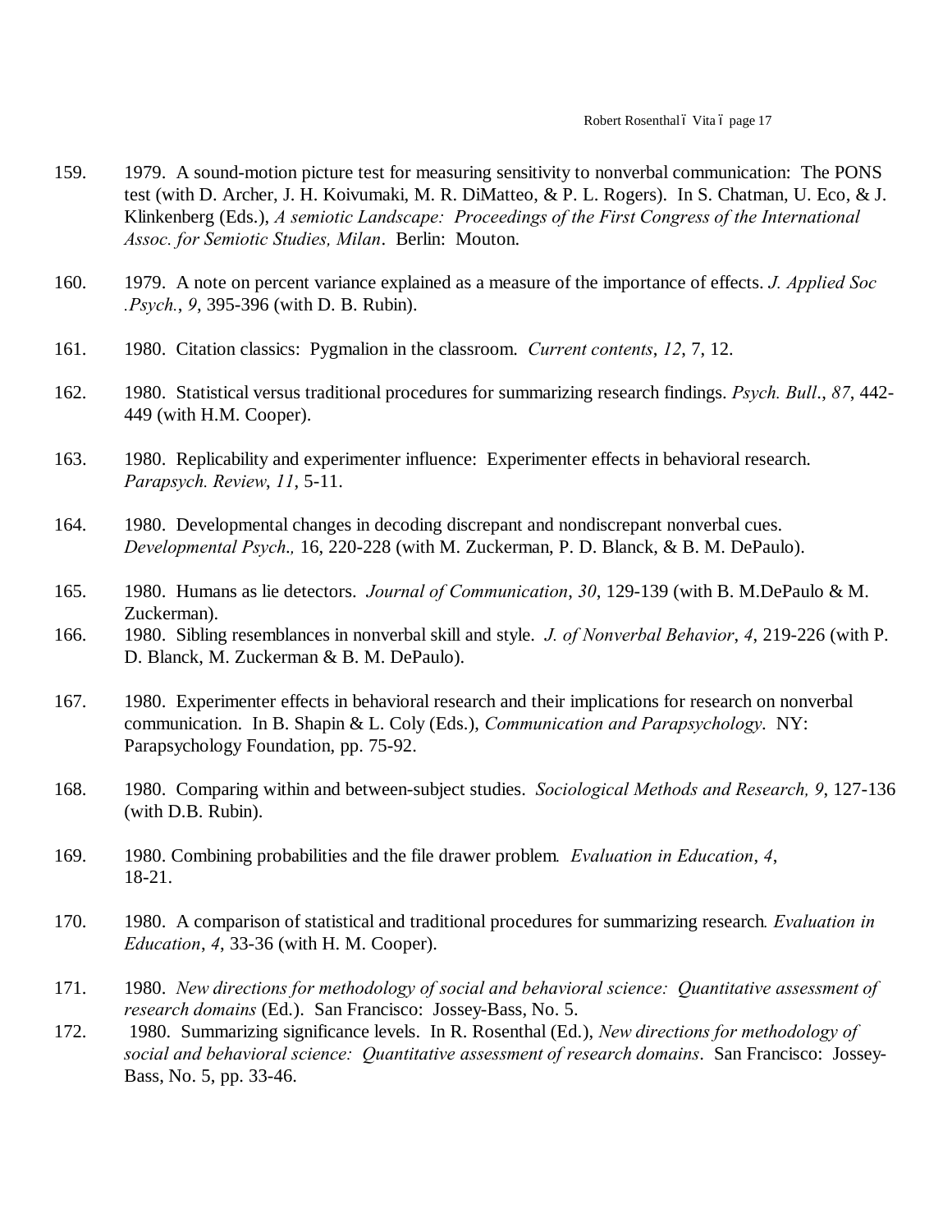159. 1979. A sound-motion picture test for measuring sensitivity to nonverbal communication: The PONS test (with D. Archer, J. H. Koivumaki, M. R. DiMatteo, & P. L. Rogers). In S. Chatman, U. Eco, & J. Klinkenberg (Eds.), *A semiotic Landscape: Proceedings of the First Congress of the International Assoc. for Semiotic Studies, Milan*. Berlin: Mouton.

160. 1979. A note on percent variance explained as a measure of the importance of effects. *J. Applied Soc .Psych.*, *9*, 395-396 (with D. B. Rubin).

161. 1980. Citation classics: Pygmalion in the classroom. *Current contents*, *12*, 7, 12.

162. 1980. Statistical versus traditional procedures for summarizing research findings. *Psych. Bull*., *87*, 442-449 (with H.M. Cooper).

163. 1980. Replicability and experimenter influence: Experimenter effects in behavioral research. *Parapsych. Review*, *11*, 5-11.

164. 1980. Developmental changes in decoding discrepant and nondiscrepant nonverbal cues. *Developmental Psych.,* 16, 220-228 (with M. Zuckerman, P. D. Blanck, & B. M. DePaulo).

165. 1980. Humans as lie detectors. *Journal of Communication*, *30*, 129-139 (with B. M.DePaulo & M. Zuckerman).

166. 1980. Sibling resemblances in nonverbal skill and style. *J. of Nonverbal Behavior*, *4*, 219-226 (with P. D. Blanck, M. Zuckerman & B. M. DePaulo).

167. 1980. Experimenter effects in behavioral research and their implications for research on nonverbal communication. In B. Shapin & L. Coly (Eds.), *Communication and Parapsychology*. NY: Parapsychology Foundation, pp. 75-92.

168. 1980. Comparing within and between-subject studies. *Sociological Methods and Research, 9*, 127-136 (with D.B. Rubin).

169. 1980. Combining probabilities and the file drawer problem. *Evaluation in Education*, *4*, 18-21.

170. 1980. A comparison of statistical and traditional procedures for summarizing research. *Evaluation in Education*, *4*, 33-36 (with H. M. Cooper).

171. 1980. *New directions for methodology of social and behavioral science: Quantitative assessment of research domains* (Ed.). San Francisco: Jossey-Bass, No. 5.

172. 1980. Summarizing significance levels. In R. Rosenthal (Ed.), *New directions for methodology of social and behavioral science: Quantitative assessment of research domains*. San Francisco: Jossey-Bass, No. 5, pp. 33-46.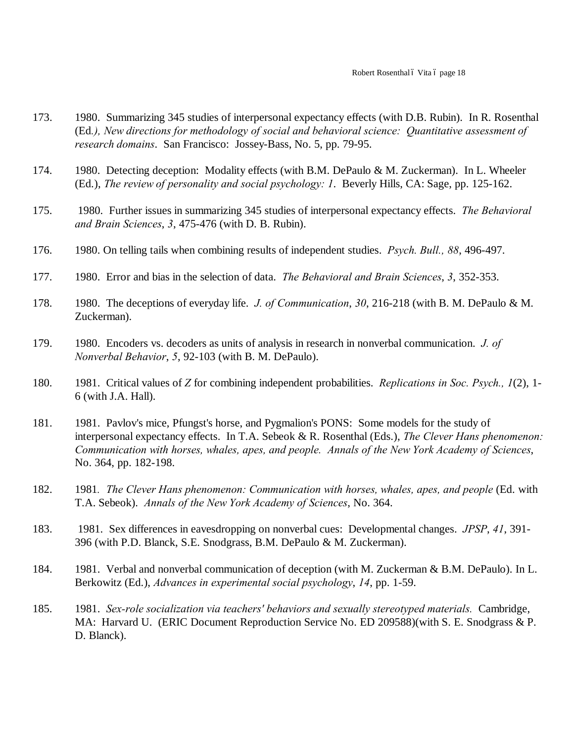173. 1980. Summarizing 345 studies of interpersonal expectancy effects (with D.B. Rubin). In R. Rosenthal (Ed.), *New directions for methodology of social and behavioral science: Quantitative assessment of research domains*. San Francisco: Jossey-Bass, No. 5, pp. 79-95.

174. 1980. Detecting deception: Modality effects (with B.M. DePaulo & M. Zuckerman). In L. Wheeler (Ed.), *The review of personality and social psychology: 1*. Beverly Hills, CA: Sage, pp. 125-162.

175. 1980. Further issues in summarizing 345 studies of interpersonal expectancy effects. *The Behavioral and Brain Sciences*, *3*, 475-476 (with D. B. Rubin).

176. 1980. On telling tails when combining results of independent studies. *Psych. Bull., 88*, 496-497.

177. 1980. Error and bias in the selection of data. *The Behavioral and Brain Sciences*, *3*, 352-353.

178. 1980. The deceptions of everyday life. *J. of Communication*, *30*, 216-218 (with B. M. DePaulo & M. Zuckerman).

179. 1980. Encoders vs. decoders as units of analysis in research in nonverbal communication. *J. of Nonverbal Behavior*, *5*, 92-103 (with B. M. DePaulo).

180. 1981. Critical values of *Z* for combining independent probabilities. *Replications in Soc. Psych., 1*(2), 1-6 (with J.A. Hall).

181. 1981. Pavlov's mice, Pfungst's horse, and Pygmalion's PONS: Some models for the study of interpersonal expectancy effects. In T.A. Sebeok & R. Rosenthal (Eds.), *The Clever Hans phenomenon: Communication with horses, whales, apes, and people. Annals of the New York Academy of Sciences*, No. 364, pp. 182-198.

182. 1981. *The Clever Hans phenomenon: Communication with horses, whales, apes, and people* (Ed. with T.A. Sebeok). *Annals of the New York Academy of Sciences*, No. 364.

183. 1981. Sex differences in eavesdropping on nonverbal cues: Developmental changes. *JPSP*, *41*, 391-396 (with P.D. Blanck, S.E. Snodgrass, B.M. DePaulo & M. Zuckerman).

184. 1981. Verbal and nonverbal communication of deception (with M. Zuckerman & B.M. DePaulo). In L. Berkowitz (Ed.), *Advances in experimental social psychology*, *14*, pp. 1-59.

185. 1981. *Sex-role socialization via teachers' behaviors and sexually stereotyped materials.* Cambridge, MA: Harvard U. (ERIC Document Reproduction Service No. ED 209588)(with S. E. Snodgrass & P. D. Blanck).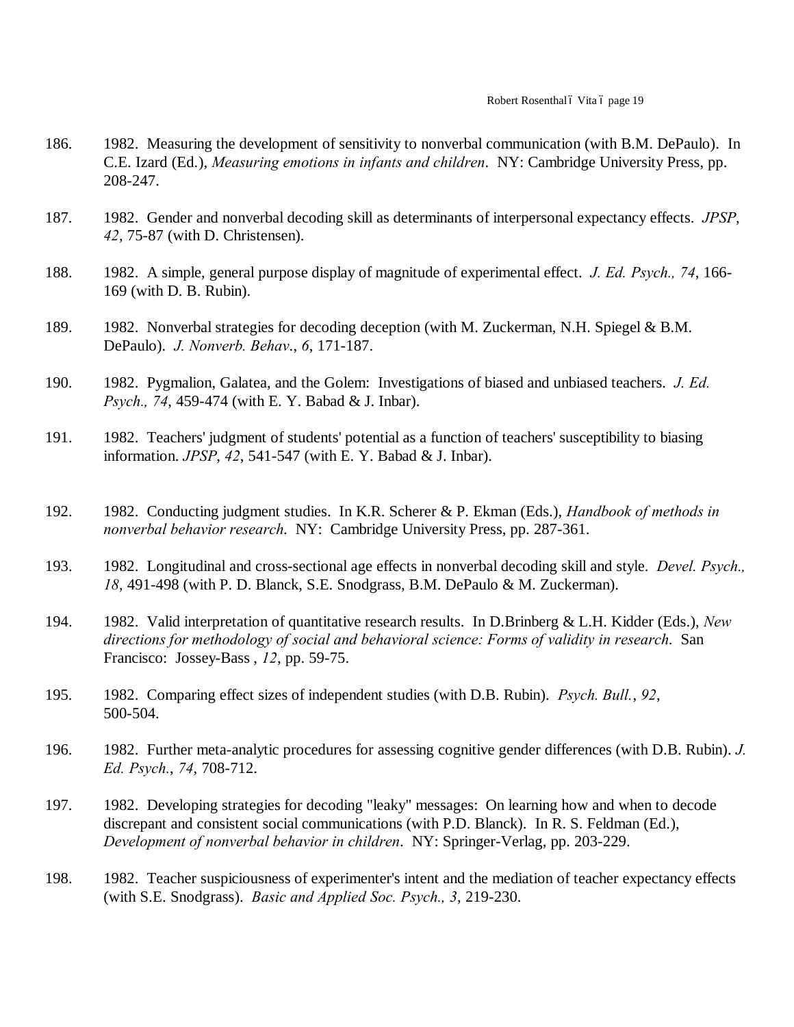186. 1982. Measuring the development of sensitivity to nonverbal communication (with B.M. DePaulo). In C.E. Izard (Ed.), *Measuring emotions in infants and children*. NY: Cambridge University Press, pp. 208-247.

187. 1982. Gender and nonverbal decoding skill as determinants of interpersonal expectancy effects. *JPSP*, *42*, 75-87 (with D. Christensen).

188. 1982. A simple, general purpose display of magnitude of experimental effect. *J. Ed. Psych., 74*, 166-169 (with D. B. Rubin).

189. 1982. Nonverbal strategies for decoding deception (with M. Zuckerman, N.H. Spiegel & B.M. DePaulo). *J. Nonverb. Behav*., *6*, 171-187.

190. 1982. Pygmalion, Galatea, and the Golem: Investigations of biased and unbiased teachers. *J. Ed. Psych., 74*, 459-474 (with E. Y. Babad & J. Inbar).

191. 1982. Teachers' judgment of students' potential as a function of teachers' susceptibility to biasing information. *JPSP*, *42*, 541-547 (with E. Y. Babad & J. Inbar).

192. 1982. Conducting judgment studies. In K.R. Scherer & P. Ekman (Eds.), *Handbook of methods in nonverbal behavior research*. NY: Cambridge University Press, pp. 287-361.

193. 1982. Longitudinal and cross-sectional age effects in nonverbal decoding skill and style. *Devel. Psych., 18*, 491-498 (with P. D. Blanck, S.E. Snodgrass, B.M. DePaulo & M. Zuckerman).

194. 1982. Valid interpretation of quantitative research results. In D.Brinberg & L.H. Kidder (Eds.), *New directions for methodology of social and behavioral science: Forms of validity in research*. San Francisco: Jossey-Bass , *12*, pp. 59-75.

195. 1982. Comparing effect sizes of independent studies (with D.B. Rubin). *Psych. Bull.*, *92*, 500-504.

196. 1982. Further meta-analytic procedures for assessing cognitive gender differences (with D.B. Rubin). *J. Ed. Psych.*, *74*, 708-712.

197. 1982. Developing strategies for decoding "leaky" messages: On learning how and when to decode discrepant and consistent social communications (with P.D. Blanck). In R. S. Feldman (Ed.), *Development of nonverbal behavior in children*. NY: Springer-Verlag, pp. 203-229.

198. 1982. Teacher suspiciousness of experimenter's intent and the mediation of teacher expectancy effects (with S.E. Snodgrass). *Basic and Applied Soc. Psych., 3*, 219-230.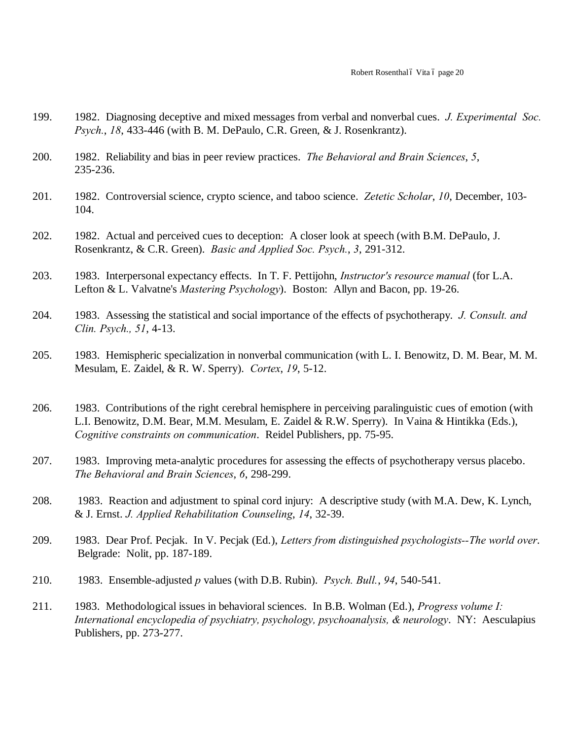199. 1982. Diagnosing deceptive and mixed messages from verbal and nonverbal cues. *J. Experimental Soc. Psych.*, *18*, 433-446 (with B. M. DePaulo, C.R. Green, & J. Rosenkrantz).

200. 1982. Reliability and bias in peer review practices. *The Behavioral and Brain Sciences*, *5*, 235-236.

201. 1982. Controversial science, crypto science, and taboo science. *Zetetic Scholar*, *10*, December, 103-104.

202. 1982. Actual and perceived cues to deception: A closer look at speech (with B.M. DePaulo, J. Rosenkrantz, & C.R. Green). *Basic and Applied Soc. Psych.*, *3*, 291-312.

203. 1983. Interpersonal expectancy effects. In T. F. Pettijohn, *Instructor's resource manual* (for L.A. Lefton & L. Valvatne's *Mastering Psychology*). Boston: Allyn and Bacon, pp. 19-26.

204. 1983. Assessing the statistical and social importance of the effects of psychotherapy. *J. Consult. and Clin. Psych., 51*, 4-13.

205. 1983. Hemispheric specialization in nonverbal communication (with L. I. Benowitz, D. M. Bear, M. M. Mesulam, E. Zaidel, & R. W. Sperry). *Cortex*, *19*, 5-12.

206. 1983. Contributions of the right cerebral hemisphere in perceiving paralinguistic cues of emotion (with L.I. Benowitz, D.M. Bear, M.M. Mesulam, E. Zaidel & R.W. Sperry). In Vaina & Hintikka (Eds.), *Cognitive constraints on communication*. Reidel Publishers, pp. 75-95.

207. 1983. Improving meta-analytic procedures for assessing the effects of psychotherapy versus placebo. *The Behavioral and Brain Sciences*, *6*, 298-299.

208. 1983. Reaction and adjustment to spinal cord injury: A descriptive study (with M.A. Dew, K. Lynch, & J. Ernst. *J. Applied Rehabilitation Counseling*, *14*, 32-39.

209. 1983. Dear Prof. Pecjak. In V. Pecjak (Ed.), *Letters from distinguished psychologists--The world over*. Belgrade: Nolit, pp. 187-189.

210. 1983. Ensemble-adjusted *p* values (with D.B. Rubin). *Psych. Bull.*, *94*, 540-541.

211. 1983. Methodological issues in behavioral sciences. In B.B. Wolman (Ed.), *Progress volume I: International encyclopedia of psychiatry, psychology, psychoanalysis, & neurology*. NY: Aesculapius Publishers, pp. 273-277.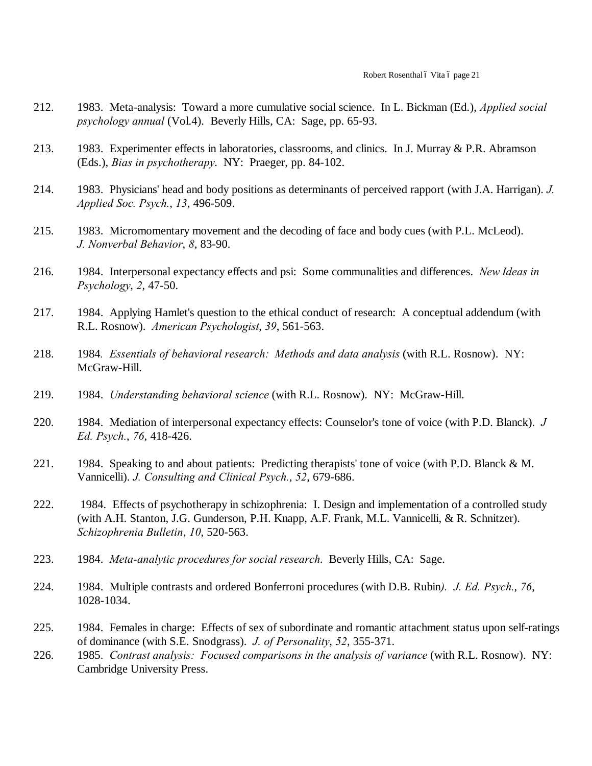212. 1983. Meta-analysis: Toward a more cumulative social science. In L. Bickman (Ed.), *Applied social psychology annual* (Vol.4). Beverly Hills, CA: Sage, pp. 65-93.

213. 1983. Experimenter effects in laboratories, classrooms, and clinics. In J. Murray & P.R. Abramson (Eds.), *Bias in psychotherapy*. NY: Praeger, pp. 84-102.

214. 1983. Physicians' head and body positions as determinants of perceived rapport (with J.A. Harrigan). *J. Applied Soc. Psych.*, *13*, 496-509.

215. 1983. Micromomentary movement and the decoding of face and body cues (with P.L. McLeod). *J. Nonverbal Behavior*, *8*, 83-90.

216. 1984. Interpersonal expectancy effects and psi: Some communalities and differences. *New Ideas in Psychology*, *2*, 47-50.

217. 1984. Applying Hamlet's question to the ethical conduct of research: A conceptual addendum (with R.L. Rosnow). *American Psychologist*, *39*, 561-563.

218. 1984. *Essentials of behavioral research: Methods and data analysis* (with R.L. Rosnow). NY: McGraw-Hill.

219. 1984. *Understanding behavioral science* (with R.L. Rosnow). NY: McGraw-Hill.

220. 1984. Mediation of interpersonal expectancy effects: Counselor's tone of voice (with P.D. Blanck). *J Ed. Psych.*, *76*, 418-426.

221. 1984. Speaking to and about patients: Predicting therapists' tone of voice (with P.D. Blanck & M. Vannicelli). *J. Consulting and Clinical Psych.*, *52*, 679-686.

222. 1984. Effects of psychotherapy in schizophrenia: I. Design and implementation of a controlled study (with A.H. Stanton, J.G. Gunderson, P.H. Knapp, A.F. Frank, M.L. Vannicelli, & R. Schnitzer). *Schizophrenia Bulletin*, *10*, 520-563.

223. 1984. *Meta-analytic procedures for social research*. Beverly Hills, CA: Sage.

224. 1984. Multiple contrasts and ordered Bonferroni procedures (with D.B. Rubin). *J. Ed. Psych.*, *76*, 1028-1034.

225. 1984. Females in charge: Effects of sex of subordinate and romantic attachment status upon self-ratings of dominance (with S.E. Snodgrass). *J. of Personality*, *52*, 355-371.

226. 1985. *Contrast analysis: Focused comparisons in the analysis of variance* (with R.L. Rosnow). NY: Cambridge University Press.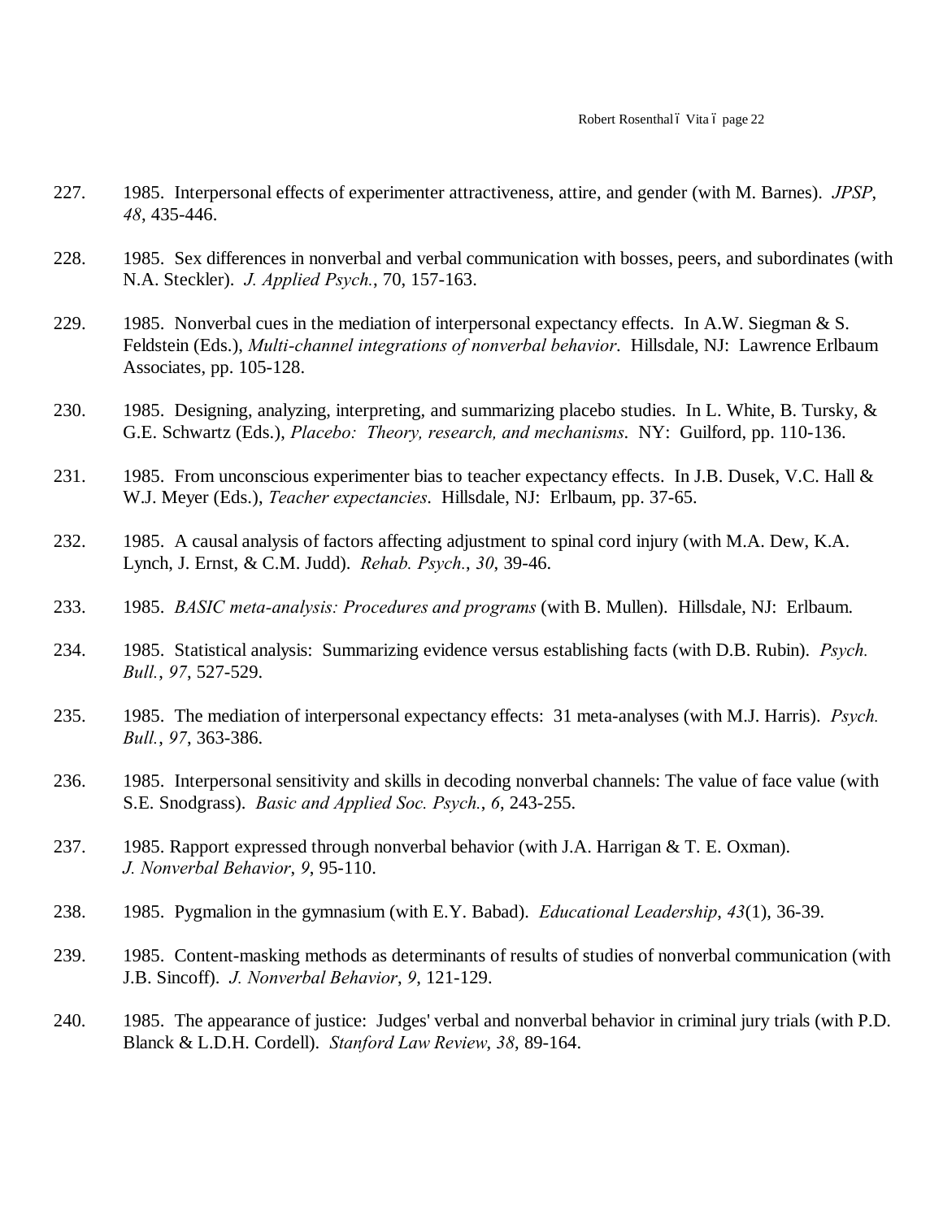227. 1985. Interpersonal effects of experimenter attractiveness, attire, and gender (with M. Barnes). *JPSP*, *48*, 435-446.

228. 1985. Sex differences in nonverbal and verbal communication with bosses, peers, and subordinates (with N.A. Steckler). *J. Applied Psych.*, 70, 157-163.

229. 1985. Nonverbal cues in the mediation of interpersonal expectancy effects. In A.W. Siegman & S. Feldstein (Eds.), *Multi-channel integrations of nonverbal behavior*. Hillsdale, NJ: Lawrence Erlbaum Associates, pp. 105-128.

230. 1985. Designing, analyzing, interpreting, and summarizing placebo studies. In L. White, B. Tursky, & G.E. Schwartz (Eds.), *Placebo: Theory, research, and mechanisms*. NY: Guilford, pp. 110-136.

231. 1985. From unconscious experimenter bias to teacher expectancy effects. In J.B. Dusek, V.C. Hall & W.J. Meyer (Eds.), *Teacher expectancies*. Hillsdale, NJ: Erlbaum, pp. 37-65.

232. 1985. A causal analysis of factors affecting adjustment to spinal cord injury (with M.A. Dew, K.A. Lynch, J. Ernst, & C.M. Judd). *Rehab. Psych.*, *30*, 39-46.

233. 1985. *BASIC meta-analysis: Procedures and programs* (with B. Mullen). Hillsdale, NJ: Erlbaum.

234. 1985. Statistical analysis: Summarizing evidence versus establishing facts (with D.B. Rubin). *Psych. Bull.*, *97*, 527-529.

235. 1985. The mediation of interpersonal expectancy effects: 31 meta-analyses (with M.J. Harris). *Psych. Bull.*, *97*, 363-386.

236. 1985. Interpersonal sensitivity and skills in decoding nonverbal channels: The value of face value (with S.E. Snodgrass). *Basic and Applied Soc. Psych.*, *6*, 243-255.

237. 1985. Rapport expressed through nonverbal behavior (with J.A. Harrigan & T. E. Oxman). *J. Nonverbal Behavior*, *9*, 95-110.

238. 1985. Pygmalion in the gymnasium (with E.Y. Babad). *Educational Leadership*, *43*(1), 36-39.

239. 1985. Content-masking methods as determinants of results of studies of nonverbal communication (with J.B. Sincoff). *J. Nonverbal Behavior*, *9*, 121-129.

240. 1985. The appearance of justice: Judges' verbal and nonverbal behavior in criminal jury trials (with P.D. Blanck & L.D.H. Cordell). *Stanford Law Review*, *38*, 89-164.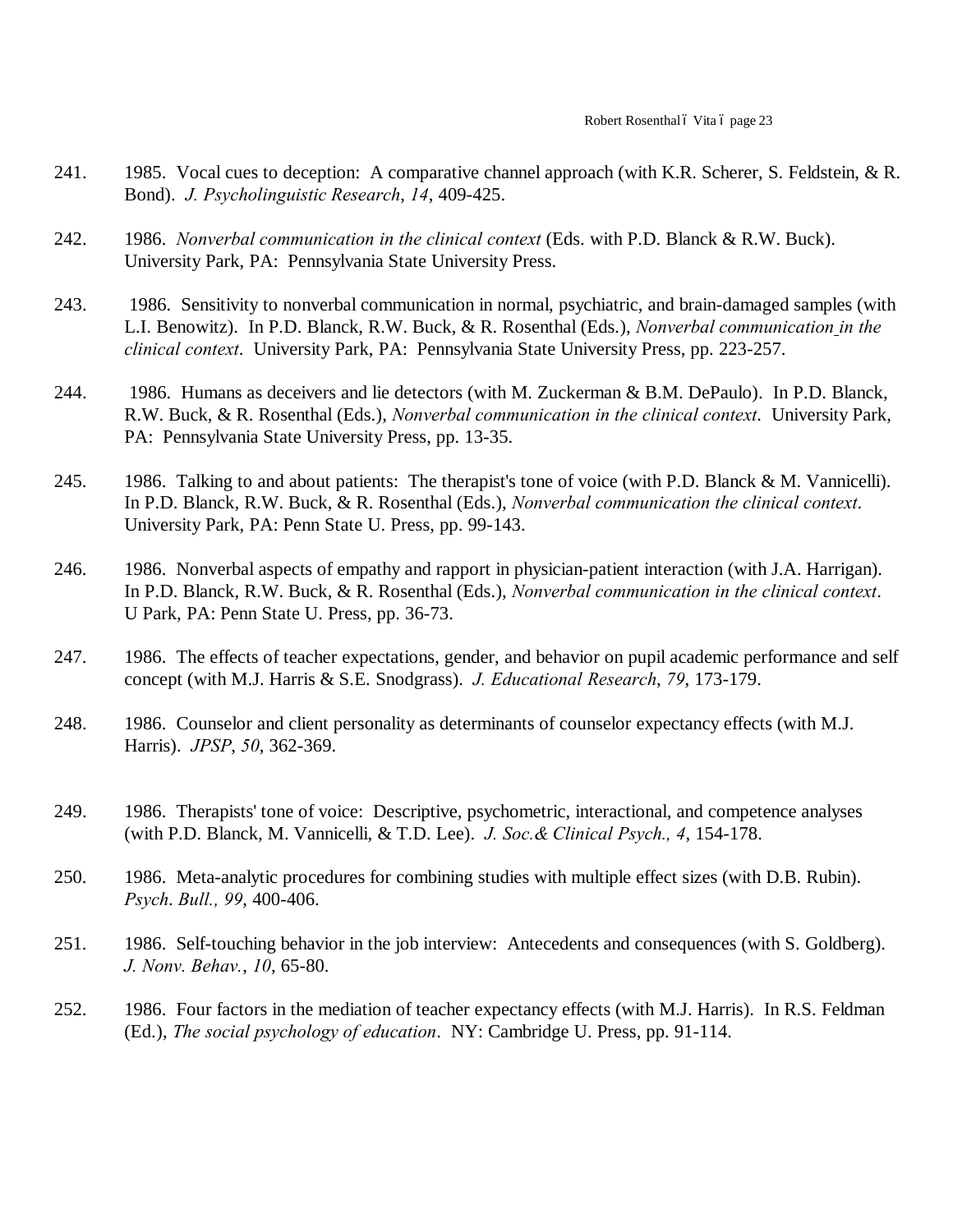241. 1985. Vocal cues to deception: A comparative channel approach (with K.R. Scherer, S. Feldstein, & R. Bond). *J. Psycholinguistic Research*, *14*, 409-425.

242. 1986. *Nonverbal communication in the clinical context* (Eds. with P.D. Blanck & R.W. Buck). University Park, PA: Pennsylvania State University Press.

243. 1986. Sensitivity to nonverbal communication in normal, psychiatric, and brain-damaged samples (with L.I. Benowitz). In P.D. Blanck, R.W. Buck, & R. Rosenthal (Eds.), *Nonverbal communication in the clinical context*. University Park, PA: Pennsylvania State University Press, pp. 223-257.

244. 1986. Humans as deceivers and lie detectors (with M. Zuckerman & B.M. DePaulo). In P.D. Blanck, R.W. Buck, & R. Rosenthal (Eds.), *Nonverbal communication in the clinical context*. University Park, PA: Pennsylvania State University Press, pp. 13-35.

245. 1986. Talking to and about patients: The therapist's tone of voice (with P.D. Blanck & M. Vannicelli). In P.D. Blanck, R.W. Buck, & R. Rosenthal (Eds.), *Nonverbal communication the clinical context*. University Park, PA: Penn State U. Press, pp. 99-143.

246. 1986. Nonverbal aspects of empathy and rapport in physician-patient interaction (with J.A. Harrigan). In P.D. Blanck, R.W. Buck, & R. Rosenthal (Eds.), *Nonverbal communication in the clinical context*. U Park, PA: Penn State U. Press, pp. 36-73.

247. 1986. The effects of teacher expectations, gender, and behavior on pupil academic performance and self concept (with M.J. Harris & S.E. Snodgrass). *J. Educational Research*, *79*, 173-179.

248. 1986. Counselor and client personality as determinants of counselor expectancy effects (with M.J. Harris). *JPSP*, *50*, 362-369.

249. 1986. Therapists' tone of voice: Descriptive, psychometric, interactional, and competence analyses (with P.D. Blanck, M. Vannicelli, & T.D. Lee). *J. Soc.& Clinical Psych., 4*, 154-178.

250. 1986. Meta-analytic procedures for combining studies with multiple effect sizes (with D.B. Rubin). *Psych. Bull., 99*, 400-406.

251. 1986. Self-touching behavior in the job interview: Antecedents and consequences (with S. Goldberg). *J. Nonv. Behav.*, *10*, 65-80.

252. 1986. Four factors in the mediation of teacher expectancy effects (with M.J. Harris). In R.S. Feldman (Ed.), *The social psychology of education*. NY: Cambridge U. Press, pp. 91-114.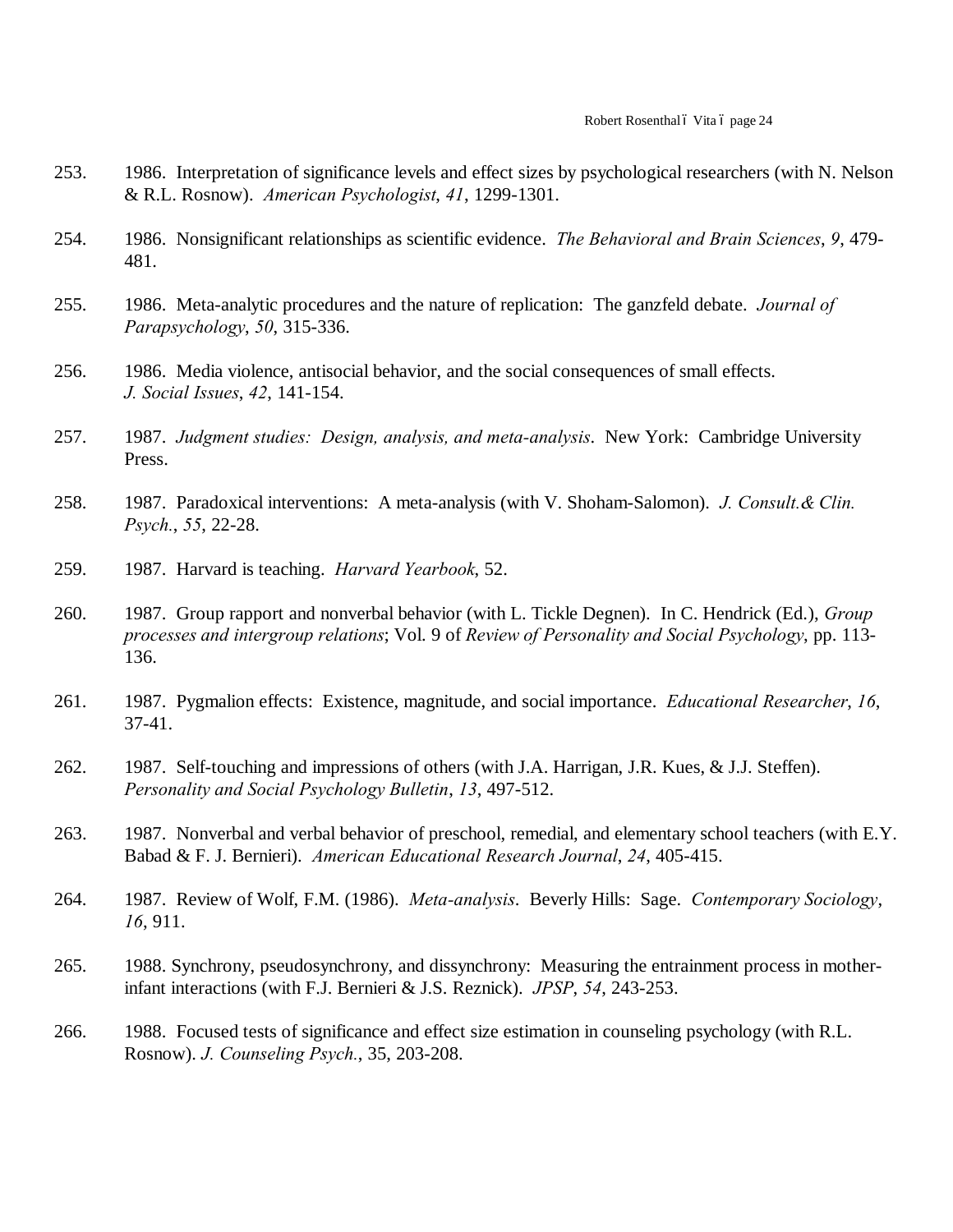253. 1986. Interpretation of significance levels and effect sizes by psychological researchers (with N. Nelson & R.L. Rosnow). *American Psychologist*, *41*, 1299-1301.

254. 1986. Nonsignificant relationships as scientific evidence. *The Behavioral and Brain Sciences*, *9*, 479-481.

255. 1986. Meta-analytic procedures and the nature of replication: The ganzfeld debate. *Journal of Parapsychology*, *50*, 315-336.

256. 1986. Media violence, antisocial behavior, and the social consequences of small effects. *J. Social Issues*, *42*, 141-154.

257. 1987. *Judgment studies: Design, analysis, and meta-analysis*. New York: Cambridge University Press.

258. 1987. Paradoxical interventions: A meta-analysis (with V. Shoham-Salomon). *J. Consult.& Clin. Psych.*, *55*, 22-28.

259. 1987. Harvard is teaching. *Harvard Yearbook*, 52.

260. 1987. Group rapport and nonverbal behavior (with L. Tickle Degnen). In C. Hendrick (Ed.), *Group processes and intergroup relations*; Vol. 9 of *Review of Personality and Social Psychology*, pp. 113-136.

261. 1987. Pygmalion effects: Existence, magnitude, and social importance. *Educational Researcher*, *16*, 37-41.

262. 1987. Self-touching and impressions of others (with J.A. Harrigan, J.R. Kues, & J.J. Steffen). *Personality and Social Psychology Bulletin*, *13*, 497-512.

263. 1987. Nonverbal and verbal behavior of preschool, remedial, and elementary school teachers (with E.Y. Babad & F. J. Bernieri). *American Educational Research Journal*, *24*, 405-415.

264. 1987. Review of Wolf, F.M. (1986). *Meta-analysis*. Beverly Hills: Sage. *Contemporary Sociology*, *16*, 911.

265. 1988. Synchrony, pseudosynchrony, and dissynchrony: Measuring the entrainment process in mother-infant interactions (with F.J. Bernieri & J.S. Reznick). *JPSP*, *54*, 243-253.

266. 1988. Focused tests of significance and effect size estimation in counseling psychology (with R.L. Rosnow). *J. Counseling Psych.*, 35, 203-208.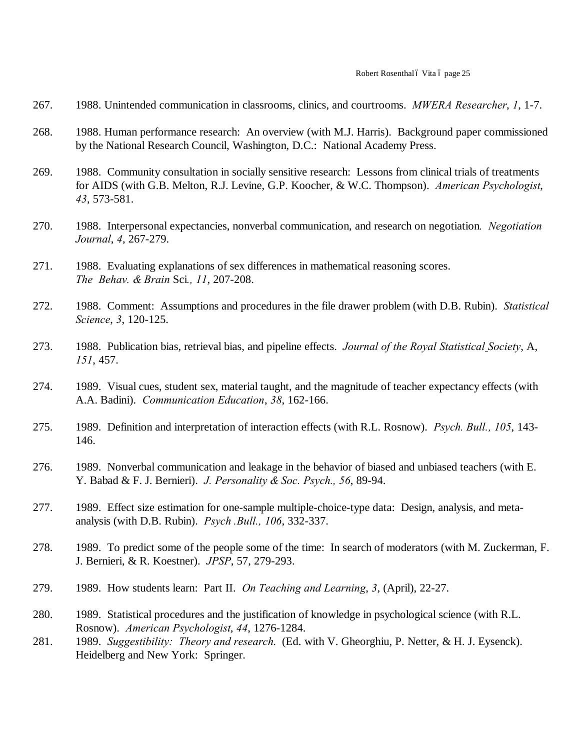267. 1988. Unintended communication in classrooms, clinics, and courtrooms. *MWERA Researcher*, *1*, 1-7.

268. 1988. Human performance research: An overview (with M.J. Harris). Background paper commissioned by the National Research Council, Washington, D.C.: National Academy Press.

269. 1988. Community consultation in socially sensitive research: Lessons from clinical trials of treatments for AIDS (with G.B. Melton, R.J. Levine, G.P. Koocher, & W.C. Thompson). *American Psychologist*, *43*, 573-581.

270. 1988. Interpersonal expectancies, nonverbal communication, and research on negotiation. *Negotiation Journal*, *4*, 267-279.

271. 1988. Evaluating explanations of sex differences in mathematical reasoning scores. *The Behav. & Brain* Sci*., 11*, 207-208.

272. 1988. Comment: Assumptions and procedures in the file drawer problem (with D.B. Rubin). *Statistical Science*, *3*, 120-125.

273. 1988. Publication bias, retrieval bias, and pipeline effects. *Journal of the Royal Statistical Society*, A, *151*, 457.

274. 1989. Visual cues, student sex, material taught, and the magnitude of teacher expectancy effects (with A.A. Badini). *Communication Education*, *38*, 162-166.

275. 1989. Definition and interpretation of interaction effects (with R.L. Rosnow). *Psych. Bull., 105*, 143-146.

276. 1989. Nonverbal communication and leakage in the behavior of biased and unbiased teachers (with E. Y. Babad & F. J. Bernieri). *J. Personality & Soc. Psych., 56*, 89-94.

277. 1989. Effect size estimation for one-sample multiple-choice-type data: Design, analysis, and meta-analysis (with D.B. Rubin). *Psych .Bull., 106*, 332-337.

278. 1989. To predict some of the people some of the time: In search of moderators (with M. Zuckerman, F. J. Bernieri, & R. Koestner). *JPSP*, 57, 279-293.

279. 1989. How students learn: Part II. *On Teaching and Learning*, *3*, (April), 22-27.

280. 1989. Statistical procedures and the justification of knowledge in psychological science (with R.L. Rosnow). *American Psychologist*, *44*, 1276-1284.

281. 1989. *Suggestibility: Theory and research.* (Ed. with V. Gheorghiu, P. Netter, & H. J. Eysenck). Heidelberg and New York: Springer.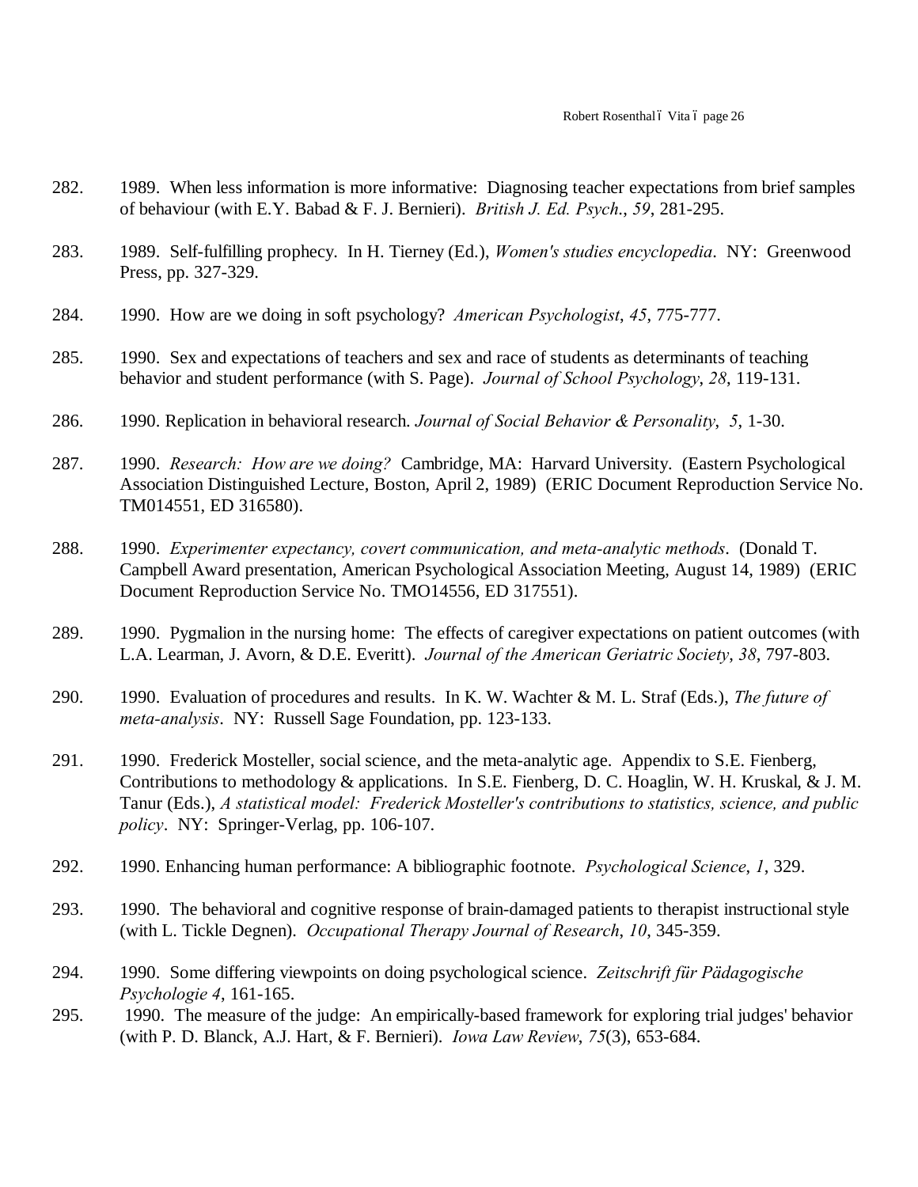282. 1989. When less information is more informative: Diagnosing teacher expectations from brief samples of behaviour (with E.Y. Babad & F. J. Bernieri). *British J. Ed. Psych.*, *59*, 281-295.

283. 1989. Self-fulfilling prophecy. In H. Tierney (Ed.), *Women's studies encyclopedia*. NY: Greenwood Press, pp. 327-329.

284. 1990. How are we doing in soft psychology? *American Psychologist*, *45*, 775-777.

285. 1990. Sex and expectations of teachers and sex and race of students as determinants of teaching behavior and student performance (with S. Page). *Journal of School Psychology*, *28*, 119-131.

286. 1990. Replication in behavioral research. *Journal of Social Behavior & Personality*, *5*, 1-30.

287. 1990. *Research: How are we doing?* Cambridge, MA: Harvard University. (Eastern Psychological Association Distinguished Lecture, Boston, April 2, 1989) (ERIC Document Reproduction Service No. TM014551, ED 316580).

288. 1990. *Experimenter expectancy, covert communication, and meta-analytic methods*. (Donald T. Campbell Award presentation, American Psychological Association Meeting, August 14, 1989) (ERIC Document Reproduction Service No. TMO14556, ED 317551).

289. 1990. Pygmalion in the nursing home: The effects of caregiver expectations on patient outcomes (with L.A. Learman, J. Avorn, & D.E. Everitt). *Journal of the American Geriatric Society*, *38*, 797-803.

290. 1990. Evaluation of procedures and results. In K. W. Wachter & M. L. Straf (Eds.), *The future of meta-analysis*. NY: Russell Sage Foundation, pp. 123-133.

291. 1990. Frederick Mosteller, social science, and the meta-analytic age. Appendix to S.E. Fienberg, Contributions to methodology & applications. In S.E. Fienberg, D. C. Hoaglin, W. H. Kruskal, & J. M. Tanur (Eds.), *A statistical model: Frederick Mosteller's contributions to statistics, science, and public policy*. NY: Springer-Verlag, pp. 106-107.

292. 1990. Enhancing human performance: A bibliographic footnote. *Psychological Science*, *1*, 329.

293. 1990. The behavioral and cognitive response of brain-damaged patients to therapist instructional style (with L. Tickle Degnen). *Occupational Therapy Journal of Research*, *10*, 345-359.

294. 1990. Some differing viewpoints on doing psychological science. *Zeitschrift für Pädagogische Psychologie 4*, 161-165.

295. 1990. The measure of the judge: An empirically-based framework for exploring trial judges' behavior (with P. D. Blanck, A.J. Hart, & F. Bernieri). *Iowa Law Review*, *75*(3), 653-684.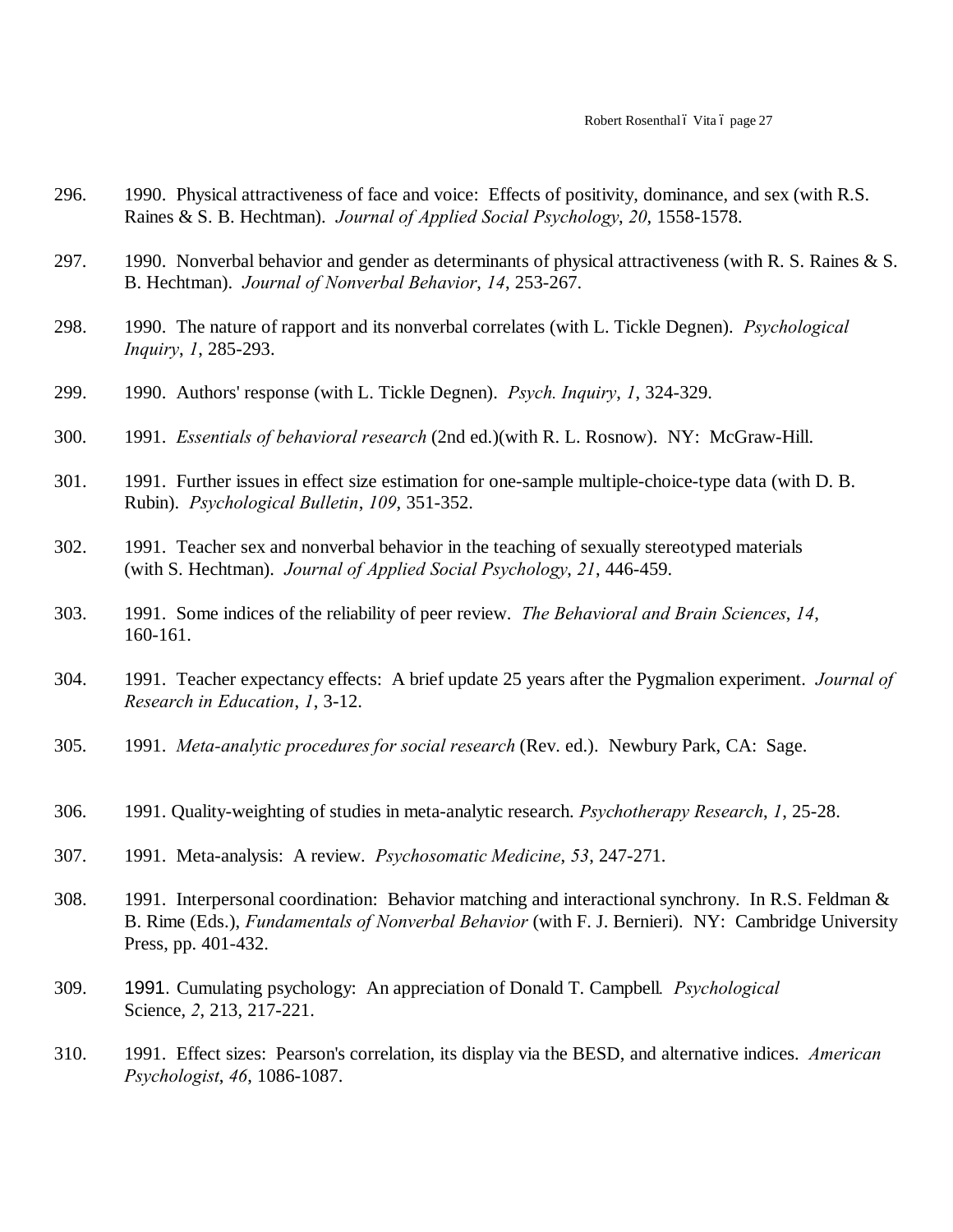296. 1990. Physical attractiveness of face and voice: Effects of positivity, dominance, and sex (with R.S. Raines & S. B. Hechtman). *Journal of Applied Social Psychology*, *20*, 1558-1578.

297. 1990. Nonverbal behavior and gender as determinants of physical attractiveness (with R. S. Raines & S. B. Hechtman). *Journal of Nonverbal Behavior, 14*, 253-267.

298. 1990. The nature of rapport and its nonverbal correlates (with L. Tickle Degnen). *Psychological Inquiry*, *1*, 285-293.

299. 1990. Authors' response (with L. Tickle Degnen). *Psych. Inquiry*, *1*, 324-329.

300. 1991. *Essentials of behavioral research* (2nd ed.)(with R. L. Rosnow). NY: McGraw-Hill.

301. 1991. Further issues in effect size estimation for one-sample multiple-choice-type data (with D. B. Rubin). *Psychological Bulletin*, *109*, 351-352.

302. 1991. Teacher sex and nonverbal behavior in the teaching of sexually stereotyped materials (with S. Hechtman). *Journal of Applied Social Psychology*, *21*, 446-459.

303. 1991. Some indices of the reliability of peer review. *The Behavioral and Brain Sciences*, *14*, 160-161.

304. 1991. Teacher expectancy effects: A brief update 25 years after the Pygmalion experiment. *Journal of Research in Education*, *1*, 3-12.

305. 1991. *Meta-analytic procedures for social research* (Rev. ed.). Newbury Park, CA: Sage.

306. 1991. Quality-weighting of studies in meta-analytic research. *Psychotherapy Research*, *1*, 25-28.

307. 1991. Meta-analysis: A review. *Psychosomatic Medicine*, *53*, 247-271.

308. 1991. Interpersonal coordination: Behavior matching and interactional synchrony. In R.S. Feldman & B. Rime (Eds.), *Fundamentals of Nonverbal Behavior* (with F. J. Bernieri). NY: Cambridge University Press, pp. 401-432.

309. 1991. Cumulating psychology: An appreciation of Donald T. Campbell. *Psychological* Science, *2*, 213, 217-221.

310. 1991. Effect sizes: Pearson's correlation, its display via the BESD, and alternative indices. *American Psychologist*, *46*, 1086-1087.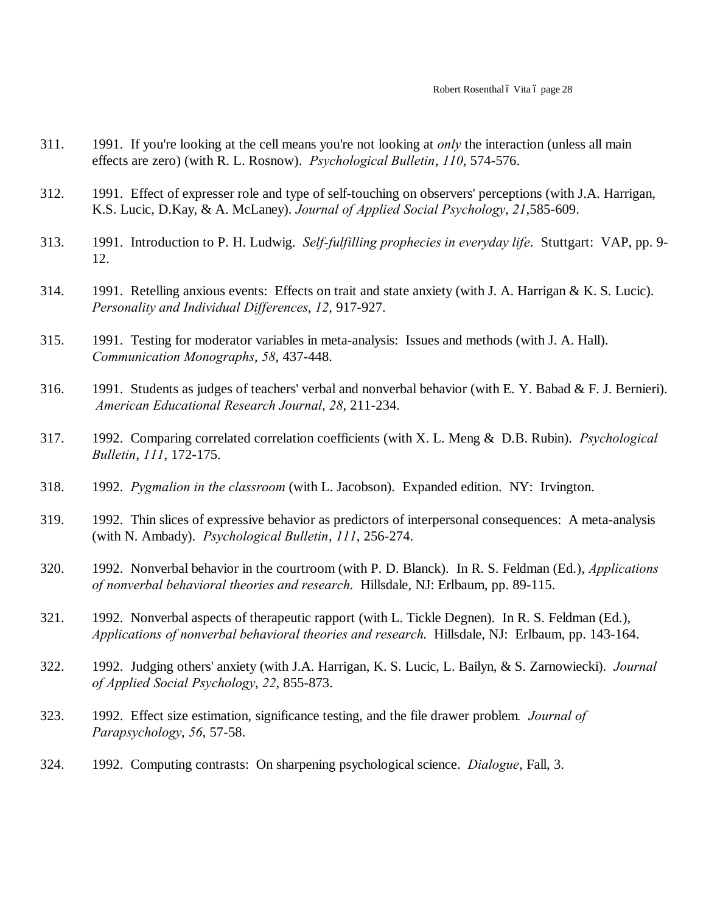311. 1991. If you're looking at the cell means you're not looking at *only* the interaction (unless all main effects are zero) (with R. L. Rosnow). *Psychological Bulletin*, *110*, 574-576.

312. 1991. Effect of expresser role and type of self-touching on observers' perceptions (with J.A. Harrigan, K.S. Lucic, D.Kay, & A. McLaney). *Journal of Applied Social Psychology*, *21*,585-609.

313. 1991. Introduction to P. H. Ludwig. *Self-fulfilling prophecies in everyday life*. Stuttgart: VAP, pp. 9-12.

314. 1991. Retelling anxious events: Effects on trait and state anxiety (with J. A. Harrigan & K. S. Lucic). *Personality and Individual Differences*, *12*, 917-927.

315. 1991. Testing for moderator variables in meta-analysis: Issues and methods (with J. A. Hall). *Communication Monographs*, *58*, 437-448.

316. 1991. Students as judges of teachers' verbal and nonverbal behavior (with E. Y. Babad & F. J. Bernieri). *American Educational Research Journal*, *28*, 211-234.

317. 1992. Comparing correlated correlation coefficients (with X. L. Meng & D.B. Rubin). *Psychological Bulletin*, *111*, 172-175.

318. 1992. *Pygmalion in the classroom* (with L. Jacobson). Expanded edition. NY: Irvington.

319. 1992. Thin slices of expressive behavior as predictors of interpersonal consequences: A meta-analysis (with N. Ambady). *Psychological Bulletin*, *111*, 256-274.

320. 1992. Nonverbal behavior in the courtroom (with P. D. Blanck). In R. S. Feldman (Ed.), *Applications of nonverbal behavioral theories and research.* Hillsdale, NJ: Erlbaum, pp. 89-115.

321. 1992. Nonverbal aspects of therapeutic rapport (with L. Tickle Degnen). In R. S. Feldman (Ed.), *Applications of nonverbal behavioral theories and research.* Hillsdale, NJ: Erlbaum, pp. 143-164.

322. 1992. Judging others' anxiety (with J.A. Harrigan, K. S. Lucic, L. Bailyn, & S. Zarnowiecki). *Journal of Applied Social Psychology*, *22*, 855-873.

323. 1992. Effect size estimation, significance testing, and the file drawer problem. *Journal of Parapsychology*, *56*, 57-58.

324. 1992. Computing contrasts: On sharpening psychological science. *Dialogue*, Fall, 3.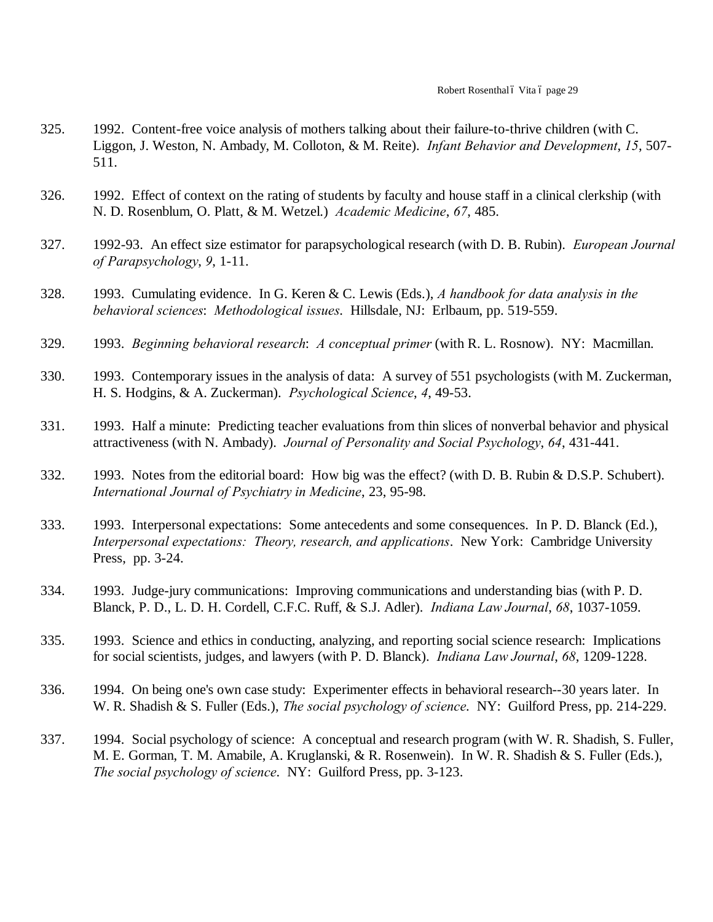325. 1992. Content-free voice analysis of mothers talking about their failure-to-thrive children (with C. Liggon, J. Weston, N. Ambady, M. Colloton, & M. Reite). *Infant Behavior and Development*, *15*, 507-511.

326. 1992. Effect of context on the rating of students by faculty and house staff in a clinical clerkship (with N. D. Rosenblum, O. Platt, & M. Wetzel.) *Academic Medicine*, *67*, 485.

327. 1992-93. An effect size estimator for parapsychological research (with D. B. Rubin). *European Journal of Parapsychology*, *9*, 1-11.

328. 1993. Cumulating evidence. In G. Keren & C. Lewis (Eds.), *A handbook for data analysis in the behavioral sciences*: *Methodological issues*. Hillsdale, NJ: Erlbaum, pp. 519-559.

329. 1993. *Beginning behavioral research*: *A conceptual primer* (with R. L. Rosnow). NY: Macmillan.

330. 1993. Contemporary issues in the analysis of data: A survey of 551 psychologists (with M. Zuckerman, H. S. Hodgins, & A. Zuckerman). *Psychological Science*, *4*, 49-53.

331. 1993. Half a minute: Predicting teacher evaluations from thin slices of nonverbal behavior and physical attractiveness (with N. Ambady). *Journal of Personality and Social Psychology*, *64*, 431-441.

332. 1993. Notes from the editorial board: How big was the effect? (with D. B. Rubin & D.S.P. Schubert). *International Journal of Psychiatry in Medicine*, 23, 95-98.

333. 1993. Interpersonal expectations: Some antecedents and some consequences. In P. D. Blanck (Ed.), *Interpersonal expectations: Theory, research, and applications*. New York: Cambridge University Press, pp. 3-24.

334. 1993. Judge-jury communications: Improving communications and understanding bias (with P. D. Blanck, P. D., L. D. H. Cordell, C.F.C. Ruff, & S.J. Adler). *Indiana Law Journal*, *68*, 1037-1059.

335. 1993. Science and ethics in conducting, analyzing, and reporting social science research: Implications for social scientists, judges, and lawyers (with P. D. Blanck). *Indiana Law Journal*, *68*, 1209-1228.

336. 1994. On being one's own case study: Experimenter effects in behavioral research--30 years later. In W. R. Shadish & S. Fuller (Eds.), *The social psychology of science*. NY: Guilford Press, pp. 214-229.

337. 1994. Social psychology of science: A conceptual and research program (with W. R. Shadish, S. Fuller, M. E. Gorman, T. M. Amabile, A. Kruglanski, & R. Rosenwein). In W. R. Shadish & S. Fuller (Eds.), *The social psychology of science*. NY: Guilford Press, pp. 3-123.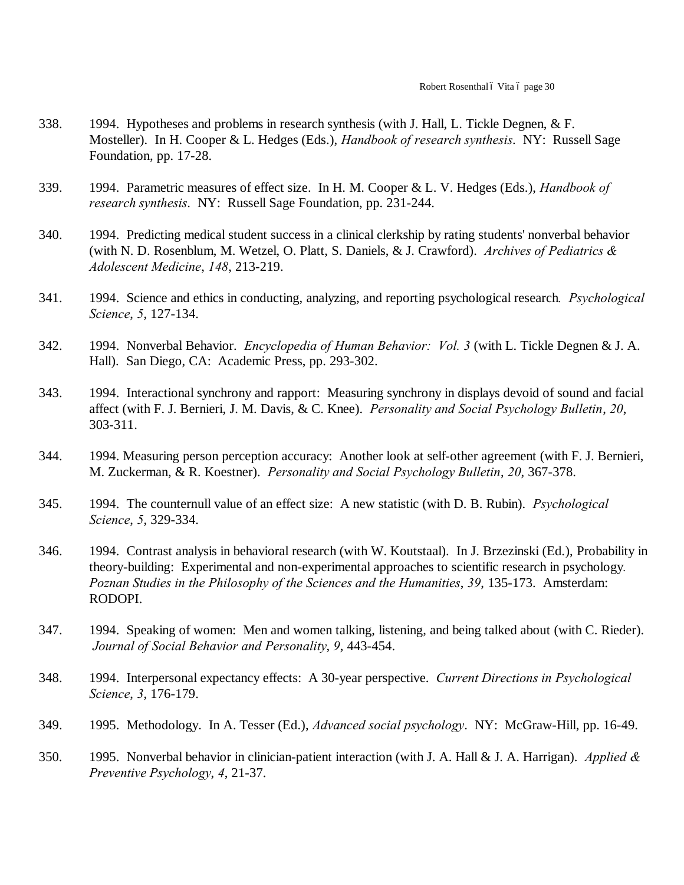338. 1994. Hypotheses and problems in research synthesis (with J. Hall, L. Tickle Degnen, & F. Mosteller). In H. Cooper & L. Hedges (Eds.), *Handbook of research synthesis*. NY: Russell Sage Foundation, pp. 17-28.

339. 1994. Parametric measures of effect size. In H. M. Cooper & L. V. Hedges (Eds.), *Handbook of research synthesis*. NY: Russell Sage Foundation, pp. 231-244.

340. 1994. Predicting medical student success in a clinical clerkship by rating students' nonverbal behavior (with N. D. Rosenblum, M. Wetzel, O. Platt, S. Daniels, & J. Crawford). *Archives of Pediatrics & Adolescent Medicine*, *148*, 213-219.

341. 1994. Science and ethics in conducting, analyzing, and reporting psychological research. *Psychological Science*, *5*, 127-134.

342. 1994. Nonverbal Behavior. *Encyclopedia of Human Behavior: Vol. 3* (with L. Tickle Degnen & J. A. Hall). San Diego, CA: Academic Press, pp. 293-302.

343. 1994. Interactional synchrony and rapport: Measuring synchrony in displays devoid of sound and facial affect (with F. J. Bernieri, J. M. Davis, & C. Knee). *Personality and Social Psychology Bulletin*, *20*, 303-311.

344. 1994. Measuring person perception accuracy: Another look at self-other agreement (with F. J. Bernieri, M. Zuckerman, & R. Koestner). *Personality and Social Psychology Bulletin*, *20*, 367-378.

345. 1994. The counternull value of an effect size: A new statistic (with D. B. Rubin). *Psychological Science*, *5*, 329-334.

346. 1994. Contrast analysis in behavioral research (with W. Koutstaal). In J. Brzezinski (Ed.), Probability in theory-building: Experimental and non-experimental approaches to scientific research in psychology. *Poznan Studies in the Philosophy of the Sciences and the Humanities*, *39*, 135-173. Amsterdam: RODOPI.

347. 1994. Speaking of women: Men and women talking, listening, and being talked about (with C. Rieder). *Journal of Social Behavior and Personality*, *9*, 443-454.

348. 1994. Interpersonal expectancy effects: A 30-year perspective. *Current Directions in Psychological Science*, *3*, 176-179.

349. 1995. Methodology. In A. Tesser (Ed.), *Advanced social psychology*. NY: McGraw-Hill, pp. 16-49.

350. 1995. Nonverbal behavior in clinician-patient interaction (with J. A. Hall & J. A. Harrigan). *Applied & Preventive Psychology*, *4*, 21-37.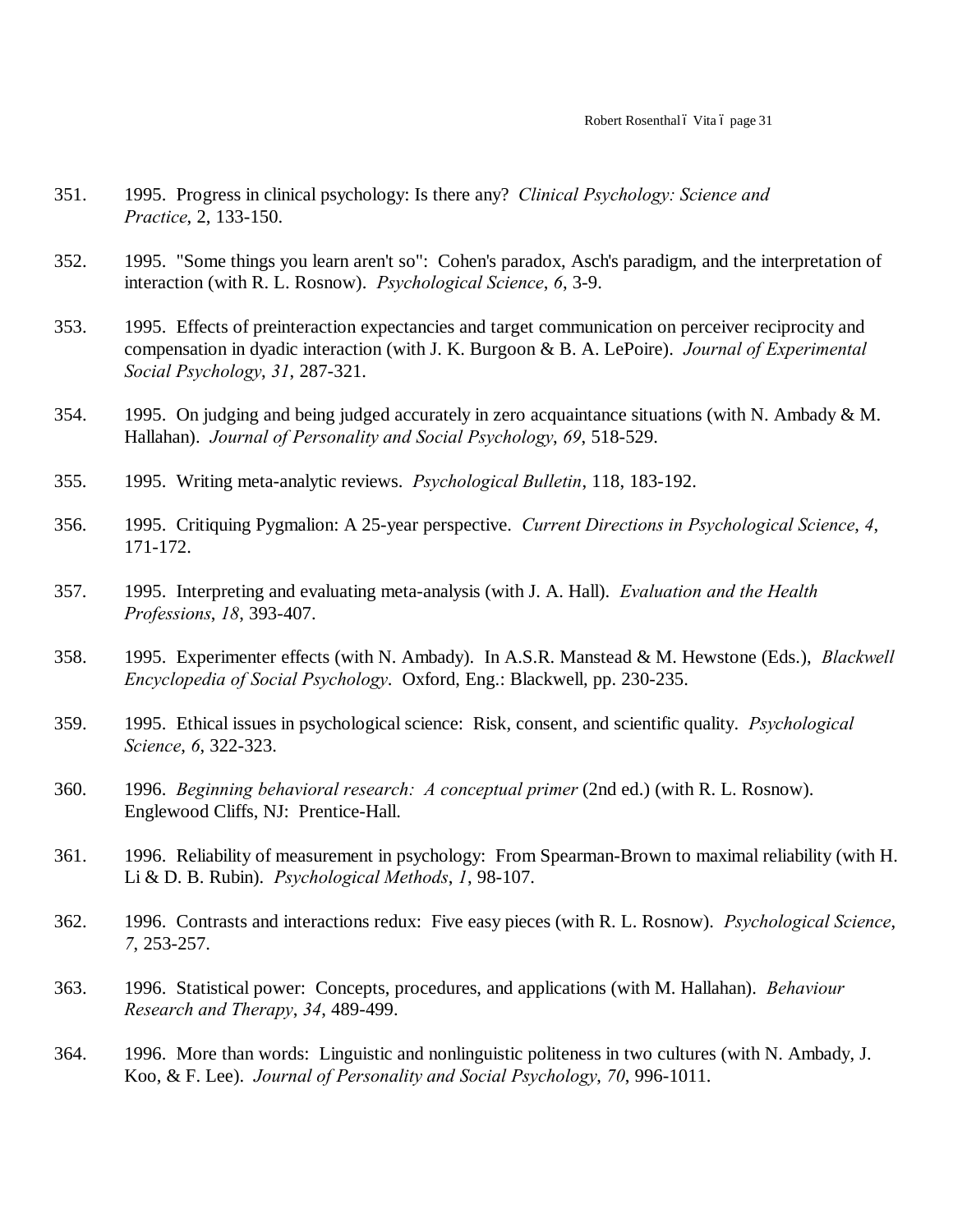351. 1995. Progress in clinical psychology: Is there any? *Clinical Psychology: Science and Practice*, 2, 133-150.

352. 1995. "Some things you learn aren't so": Cohen's paradox, Asch's paradigm, and the interpretation of interaction (with R. L. Rosnow). *Psychological Science*, *6*, 3-9.

353. 1995. Effects of preinteraction expectancies and target communication on perceiver reciprocity and compensation in dyadic interaction (with J. K. Burgoon & B. A. LePoire). *Journal of Experimental Social Psychology*, *31*, 287-321.

354. 1995. On judging and being judged accurately in zero acquaintance situations (with N. Ambady & M. Hallahan). *Journal of Personality and Social Psychology*, *69*, 518-529.

355. 1995. Writing meta-analytic reviews. *Psychological Bulletin*, 118, 183-192.

356. 1995. Critiquing Pygmalion: A 25-year perspective. *Current Directions in Psychological Science*, *4*, 171-172.

357. 1995. Interpreting and evaluating meta-analysis (with J. A. Hall). *Evaluation and the Health Professions*, *18*, 393-407.

358. 1995. Experimenter effects (with N. Ambady). In A.S.R. Manstead & M. Hewstone (Eds.), *Blackwell Encyclopedia of Social Psychology*. Oxford, Eng.: Blackwell, pp. 230-235.

359. 1995. Ethical issues in psychological science: Risk, consent, and scientific quality. *Psychological Science*, *6*, 322-323.

360. 1996. *Beginning behavioral research: A conceptual primer* (2nd ed.) (with R. L. Rosnow). Englewood Cliffs, NJ: Prentice-Hall.

361. 1996. Reliability of measurement in psychology: From Spearman-Brown to maximal reliability (with H. Li & D. B. Rubin). *Psychological Methods*, *1*, 98-107.

362. 1996. Contrasts and interactions redux: Five easy pieces (with R. L. Rosnow). *Psychological Science*, *7*, 253-257.

363. 1996. Statistical power: Concepts, procedures, and applications (with M. Hallahan). *Behaviour Research and Therapy*, *34*, 489-499.

364. 1996. More than words: Linguistic and nonlinguistic politeness in two cultures (with N. Ambady, J. Koo, & F. Lee). *Journal of Personality and Social Psychology*, *70*, 996-1011.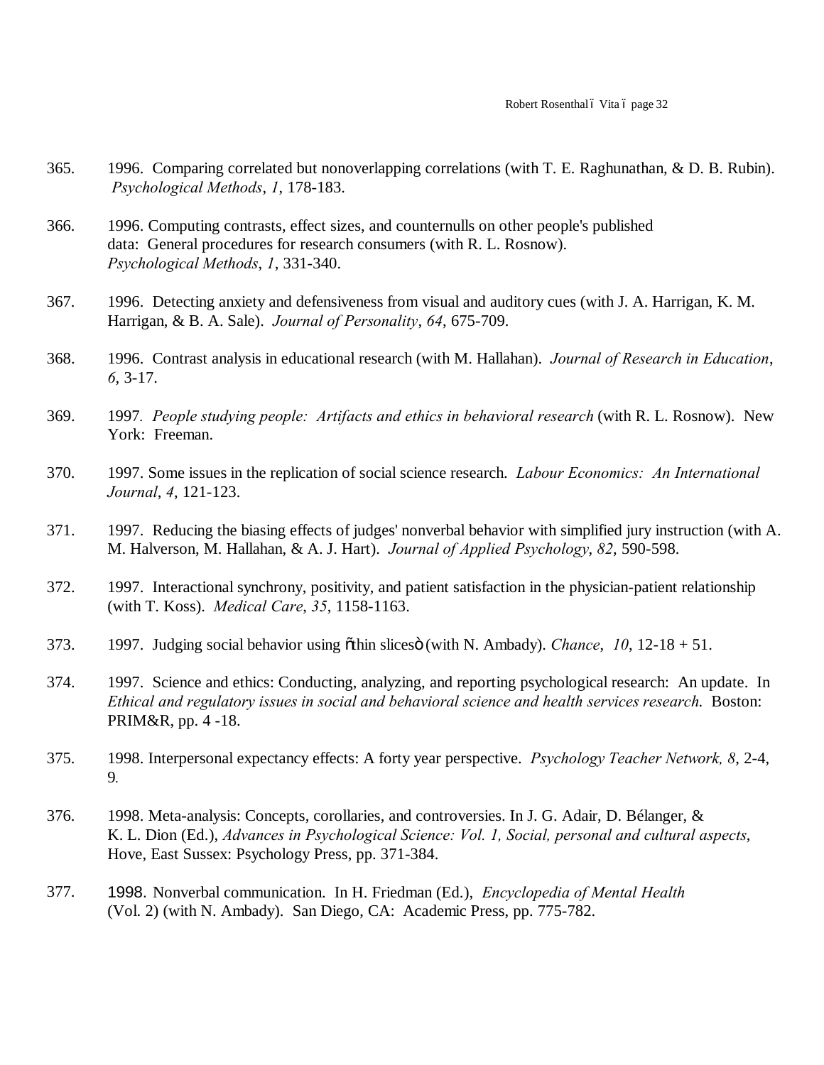365. 1996. Comparing correlated but nonoverlapping correlations (with T. E. Raghunathan, & D. B. Rubin). *Psychological Methods*, *1*, 178-183.

366. 1996. Computing contrasts, effect sizes, and counternulls on other people's published data: General procedures for research consumers (with R. L. Rosnow). *Psychological Methods*, *1*, 331-340.

367. 1996. Detecting anxiety and defensiveness from visual and auditory cues (with J. A. Harrigan, K. M. Harrigan, & B. A. Sale). *Journal of Personality*, *64*, 675-709.

368. 1996. Contrast analysis in educational research (with M. Hallahan). *Journal of Research in Education*, *6*, 3-17.

369. 1997. *People studying people: Artifacts and ethics in behavioral research* (with R. L. Rosnow). New York: Freeman.

370. 1997. Some issues in the replication of social science research. *Labour Economics: An International Journal*, *4*, 121-123.

371. 1997. Reducing the biasing effects of judges' nonverbal behavior with simplified jury instruction (with A. M. Halverson, M. Hallahan, & A. J. Hart). *Journal of Applied Psychology*, *82*, 590-598.

372. 1997. Interactional synchrony, positivity, and patient satisfaction in the physician-patient relationship (with T. Koss). *Medical Care*, *35*, 1158-1163.

373. 1997. Judging social behavior using "thin slices" (with N. Ambady). *Chance*, *10*, 12-18 + 51.

374. 1997. Science and ethics: Conducting, analyzing, and reporting psychological research: An update. In *Ethical and regulatory issues in social and behavioral science and health services research.* Boston: PRIM&R, pp. 4 -18.

375. 1998. Interpersonal expectancy effects: A forty year perspective. *Psychology Teacher Network, 8*, 2-4, 9.

376. 1998. Meta-analysis: Concepts, corollaries, and controversies. In J. G. Adair, D. Bélanger, & K. L. Dion (Ed.), *Advances in Psychological Science: Vol. 1, Social, personal and cultural aspects*, Hove, East Sussex: Psychology Press, pp. 371-384.

377. 1998. Nonverbal communication. In H. Friedman (Ed.), *Encyclopedia of Mental Health* (Vol. 2) (with N. Ambady). San Diego, CA: Academic Press, pp. 775-782.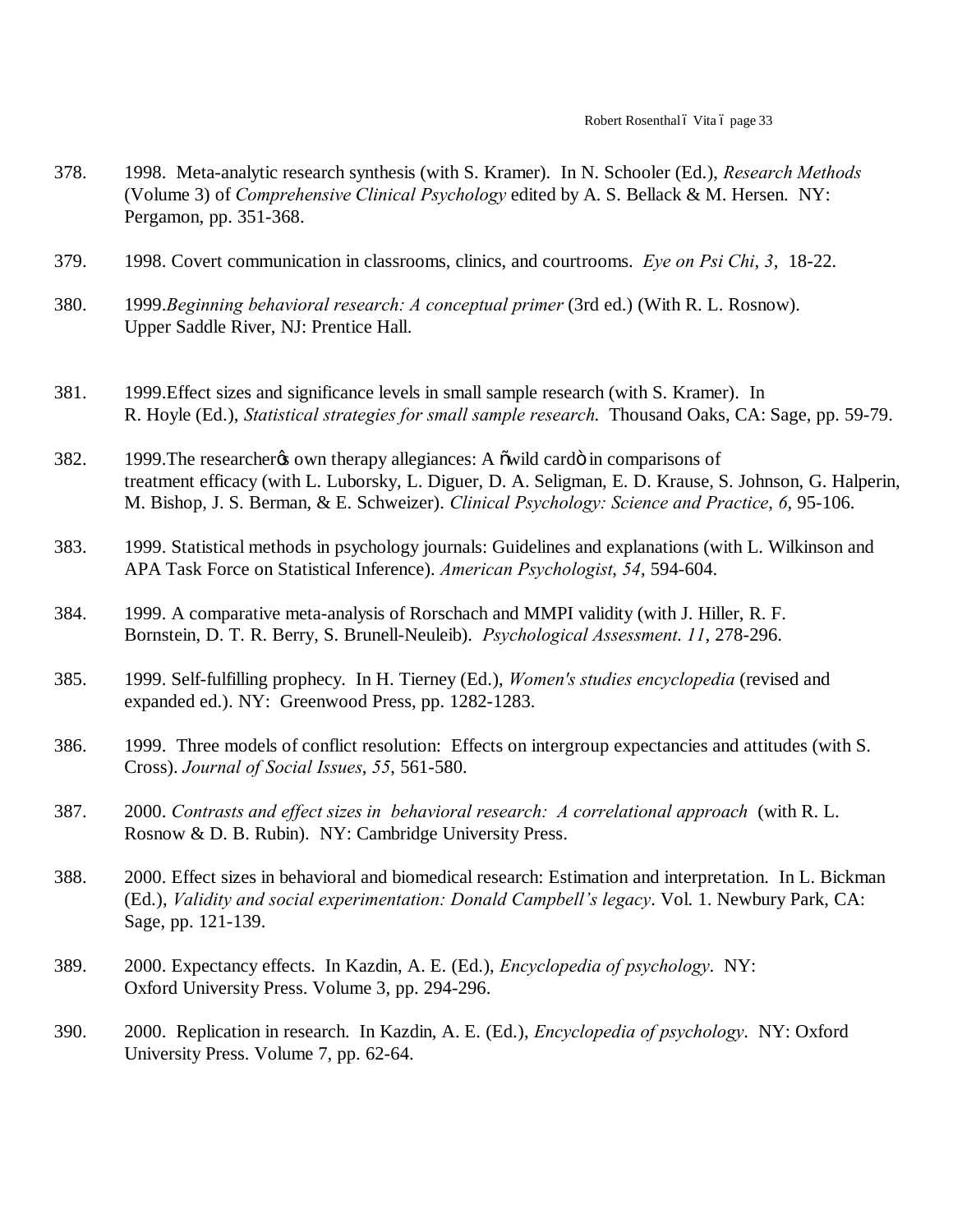378. 1998. Meta-analytic research synthesis (with S. Kramer). In N. Schooler (Ed.), *Research Methods* (Volume 3) of *Comprehensive Clinical Psychology* edited by A. S. Bellack & M. Hersen. NY: Pergamon, pp. 351-368.

379. 1998. Covert communication in classrooms, clinics, and courtrooms. *Eye on Psi Chi*, *3*, 18-22.

380. 1999.*Beginning behavioral research: A conceptual primer* (3rd ed.) (With R. L. Rosnow). Upper Saddle River, NJ: Prentice Hall.

381. 1999.Effect sizes and significance levels in small sample research (with S. Kramer). In R. Hoyle (Ed.), *Statistical strategies for small sample research.* Thousand Oaks, CA: Sage, pp. 59-79.

382. 1999.The researcherøs own therapy allegiances: A õwild cardö in comparisons of treatment efficacy (with L. Luborsky, L. Diguer, D. A. Seligman, E. D. Krause, S. Johnson, G. Halperin, M. Bishop, J. S. Berman, & E. Schweizer). *Clinical Psychology: Science and Practice*, *6*, 95-106.

383. 1999. Statistical methods in psychology journals: Guidelines and explanations (with L. Wilkinson and APA Task Force on Statistical Inference). *American Psychologist*, *54*, 594-604.

384. 1999. A comparative meta-analysis of Rorschach and MMPI validity (with J. Hiller, R. F. Bornstein, D. T. R. Berry, S. Brunell-Neuleib). *Psychological Assessment. 11*, 278-296.

385. 1999. Self-fulfilling prophecy. In H. Tierney (Ed.), *Women's studies encyclopedia* (revised and expanded ed.). NY: Greenwood Press, pp. 1282-1283.

386. 1999. Three models of conflict resolution: Effects on intergroup expectancies and attitudes (with S. Cross). *Journal of Social Issues*, *55*, 561-580.

387. 2000. *Contrasts and effect sizes in behavioral research: A correlational approach* (with R. L. Rosnow & D. B. Rubin). NY: Cambridge University Press.

388. 2000. Effect sizes in behavioral and biomedical research: Estimation and interpretation. In L. Bickman (Ed.), *Validity and social experimentation: Donald Campbell's legacy*. Vol. 1. Newbury Park, CA: Sage, pp. 121-139.

389. 2000. Expectancy effects. In Kazdin, A. E. (Ed.), *Encyclopedia of psychology*. NY: Oxford University Press. Volume 3, pp. 294-296.

390. 2000. Replication in research. In Kazdin, A. E. (Ed.), *Encyclopedia of psychology*. NY: Oxford University Press. Volume 7, pp. 62-64.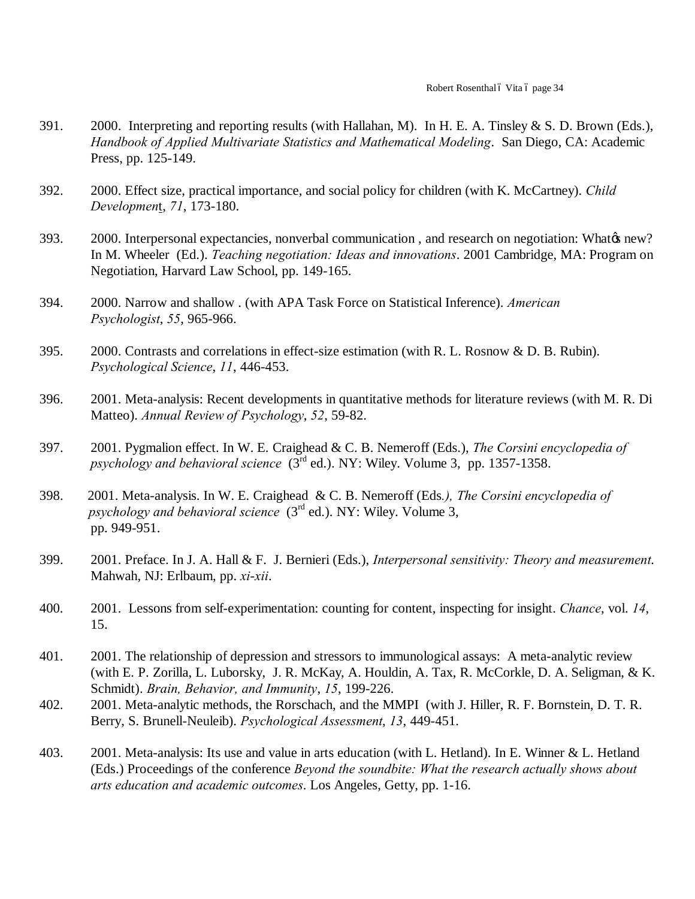391. 2000. Interpreting and reporting results (with Hallahan, M). In H. E. A. Tinsley & S. D. Brown (Eds.), *Handbook of Applied Multivariate Statistics and Mathematical Modeling*. San Diego, CA: Academic Press, pp. 125-149.

392. 2000. Effect size, practical importance, and social policy for children (with K. McCartney). *Child Development*, *71*, 173-180.

393. 2000. Interpersonal expectancies, nonverbal communication , and research on negotiation: What's new? In M. Wheeler (Ed.). *Teaching negotiation: Ideas and innovations*. 2001 Cambridge, MA: Program on Negotiation, Harvard Law School, pp. 149-165.

394. 2000. Narrow and shallow . (with APA Task Force on Statistical Inference). *American Psychologist*, *55*, 965-966.

395. 2000. Contrasts and correlations in effect-size estimation (with R. L. Rosnow & D. B. Rubin). *Psychological Science*, *11*, 446-453.

396. 2001. Meta-analysis: Recent developments in quantitative methods for literature reviews (with M. R. Di Matteo). *Annual Review of Psychology*, *52*, 59-82.

397. 2001. Pygmalion effect. In W. E. Craighead & C. B. Nemeroff (Eds.), *The Corsini encyclopedia of psychology and behavioral science* (3rd ed.). NY: Wiley. Volume 3, pp. 1357-1358.

398. 2001. Meta-analysis. In W. E. Craighead & C. B. Nemeroff (Eds.), *The Corsini encyclopedia of psychology and behavioral science* (3rd ed.). NY: Wiley. Volume 3, pp. 949-951.

399. 2001. Preface. In J. A. Hall & F. J. Bernieri (Eds.), *Interpersonal sensitivity: Theory and measurement*. Mahwah, NJ: Erlbaum, pp. *xi-xii*.

400. 2001. Lessons from self-experimentation: counting for content, inspecting for insight. *Chance*, vol. *14*, 15.

401. 2001. The relationship of depression and stressors to immunological assays: A meta-analytic review (with E. P. Zorilla, L. Luborsky, J. R. McKay, A. Houldin, A. Tax, R. McCorkle, D. A. Seligman, & K. Schmidt). *Brain, Behavior, and Immunity*, *15*, 199-226.

402. 2001. Meta-analytic methods, the Rorschach, and the MMPI (with J. Hiller, R. F. Bornstein, D. T. R. Berry, S. Brunell-Neuleib). *Psychological Assessment*, *13*, 449-451.

403. 2001. Meta-analysis: Its use and value in arts education (with L. Hetland). In E. Winner & L. Hetland (Eds.) Proceedings of the conference *Beyond the soundbite: What the research actually shows about arts education and academic outcomes*. Los Angeles, Getty, pp. 1-16.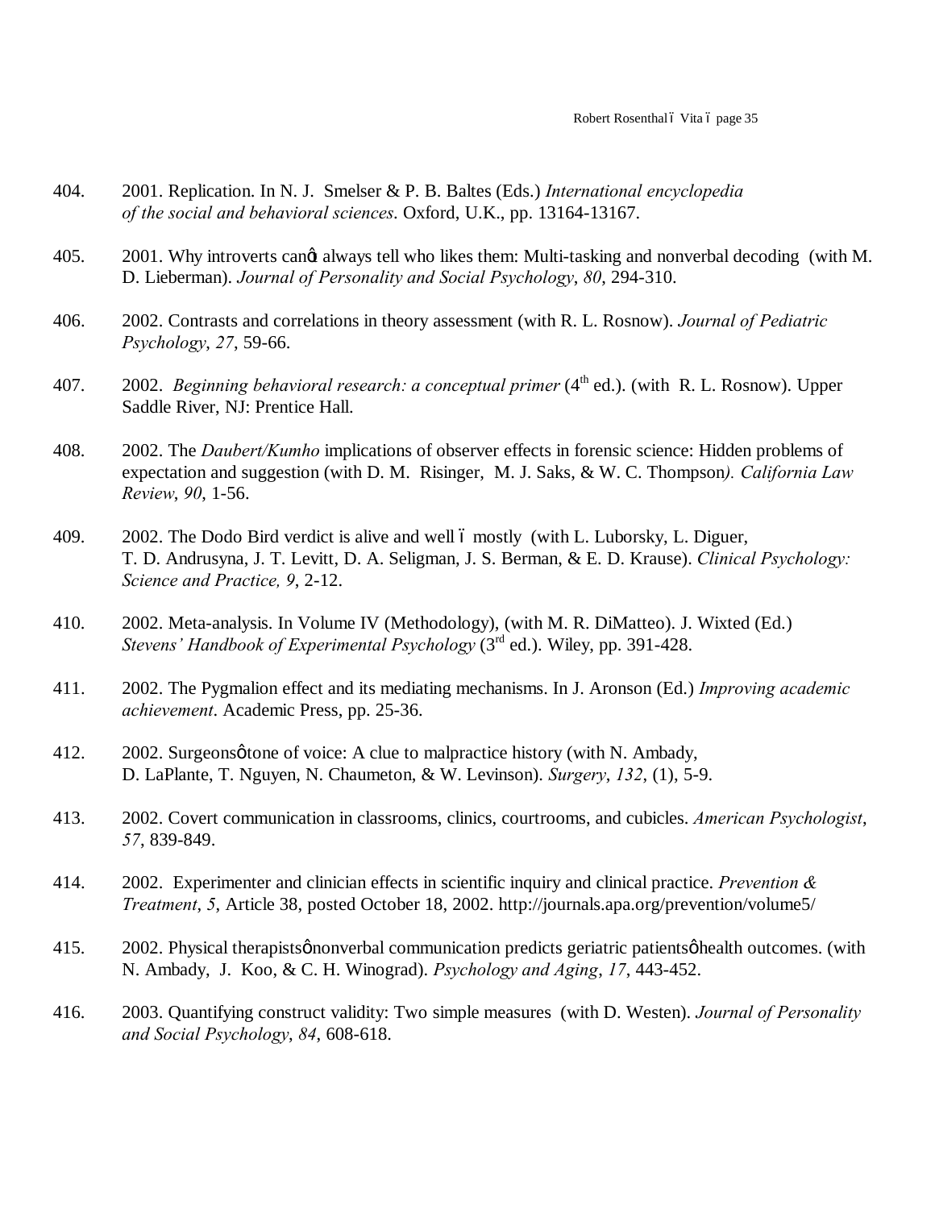404. 2001. Replication. In N. J. Smelser & P. B. Baltes (Eds.) *International encyclopedia of the social and behavioral sciences*. Oxford, U.K., pp. 13164-13167.

405. 2001. Why introverts canϊt always tell who likes them: Multi-tasking and nonverbal decoding (with M. D. Lieberman). *Journal of Personality and Social Psychology*, *80*, 294-310.

406. 2002. Contrasts and correlations in theory assessment (with R. L. Rosnow). *Journal of Pediatric Psychology*, *27*, 59-66.

407. 2002. *Beginning behavioral research: a conceptual primer* (4th ed.). (with R. L. Rosnow). Upper Saddle River, NJ: Prentice Hall.

408. 2002. The *Daubert/Kumho* implications of observer effects in forensic science: Hidden problems of expectation and suggestion (with D. M. Risinger, M. J. Saks, & W. C. Thompson*). California Law Review*, *90*, 1-56.

409. 2002. The Dodo Bird verdict is alive and well ó mostly (with L. Luborsky, L. Diguer, T. D. Andrusyna, J. T. Levitt, D. A. Seligman, J. S. Berman, & E. D. Krause). *Clinical Psychology: Science and Practice, 9*, 2-12.

410. 2002. Meta-analysis. In Volume IV (Methodology), (with M. R. DiMatteo). J. Wixted (Ed.) *Stevens' Handbook of Experimental Psychology* (3rd ed.). Wiley, pp. 391-428.

411. 2002. The Pygmalion effect and its mediating mechanisms. In J. Aronson (Ed.) *Improving academic achievement*. Academic Press, pp. 25-36.

412. 2002. Surgeonsφ tone of voice: A clue to malpractice history (with N. Ambady, D. LaPlante, T. Nguyen, N. Chaumeton, & W. Levinson). *Surgery*, *132*, (1), 5-9.

413. 2002. Covert communication in classrooms, clinics, courtrooms, and cubicles. *American Psychologist*, *57*, 839-849.

414. 2002. Experimenter and clinician effects in scientific inquiry and clinical practice. *Prevention & Treatment*, *5*, Article 38, posted October 18, 2002. http://journals.apa.org/prevention/volume5/

415. 2002. Physical therapistsφ nonverbal communication predicts geriatric patientsφ health outcomes. (with N. Ambady, J. Koo, & C. H. Winograd). *Psychology and Aging*, *17*, 443-452.

416. 2003. Quantifying construct validity: Two simple measures (with D. Westen). *Journal of Personality and Social Psychology*, *84*, 608-618.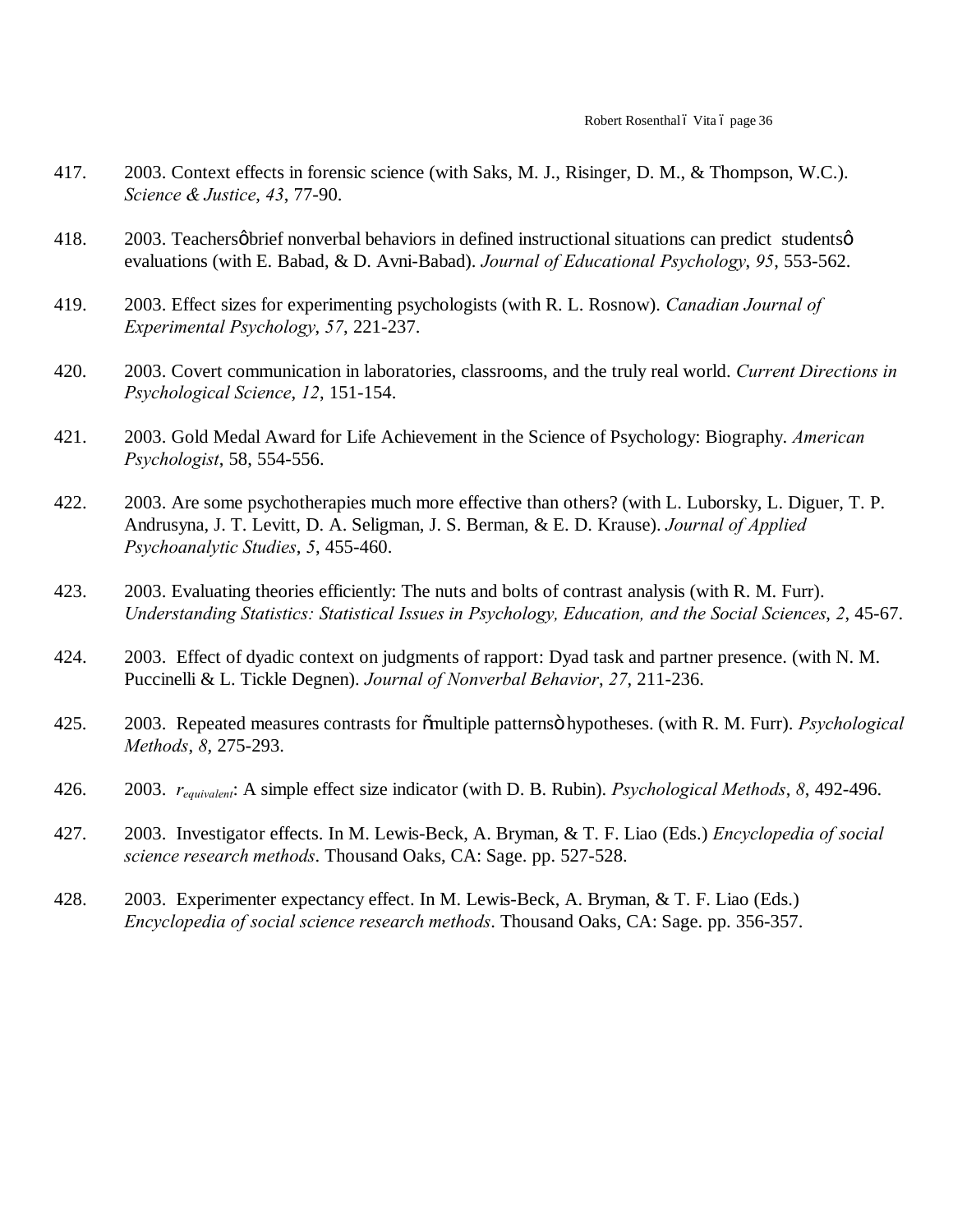417. 2003. Context effects in forensic science (with Saks, M. J., Risinger, D. M., & Thompson, W.C.). *Science & Justice*, *43*, 77-90.

418. 2003. Teachersϕ brief nonverbal behaviors in defined instructional situations can predict studentsϕ evaluations (with E. Babad, & D. Avni-Babad). *Journal of Educational Psychology*, *95*, 553-562.

419. 2003. Effect sizes for experimenting psychologists (with R. L. Rosnow). *Canadian Journal of Experimental Psychology*, *57*, 221-237.

420. 2003. Covert communication in laboratories, classrooms, and the truly real world. *Current Directions in Psychological Science*, *12*, 151-154.

421. 2003. Gold Medal Award for Life Achievement in the Science of Psychology: Biography. *American Psychologist*, 58, 554-556.

422. 2003. Are some psychotherapies much more effective than others? (with L. Luborsky, L. Diguer, T. P. Andrusyna, J. T. Levitt, D. A. Seligman, J. S. Berman, & E. D. Krause). *Journal of Applied Psychoanalytic Studies*, *5*, 455-460.

423. 2003. Evaluating theories efficiently: The nuts and bolts of contrast analysis (with R. M. Furr). *Understanding Statistics: Statistical Issues in Psychology, Education, and the Social Sciences*, *2*, 45-67.

424. 2003. Effect of dyadic context on judgments of rapport: Dyad task and partner presence. (with N. M. Puccinelli & L. Tickle Degnen). *Journal of Nonverbal Behavior*, *27*, 211-236.

425. 2003. Repeated measures contrasts for õmultiple patternsö hypotheses. (with R. M. Furr). *Psychological Methods*, *8*, 275-293.

426. 2003. $r_{equivalent}$: A simple effect size indicator (with D. B. Rubin). *Psychological Methods*, *8*, 492-496.

427. 2003. Investigator effects. In M. Lewis-Beck, A. Bryman, & T. F. Liao (Eds.) *Encyclopedia of social science research methods*. Thousand Oaks, CA: Sage. pp. 527-528.

428. 2003. Experimenter expectancy effect. In M. Lewis-Beck, A. Bryman, & T. F. Liao (Eds.) *Encyclopedia of social science research methods*. Thousand Oaks, CA: Sage. pp. 356-357.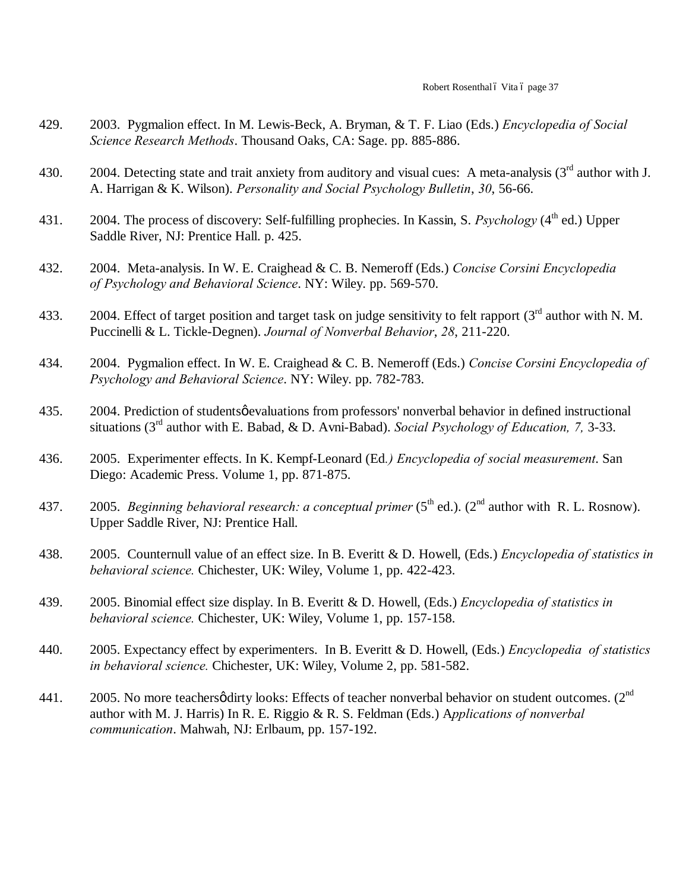429. 2003. Pygmalion effect. In M. Lewis-Beck, A. Bryman, & T. F. Liao (Eds.) *Encyclopedia of Social Science Research Methods*. Thousand Oaks, CA: Sage. pp. 885-886.

430. 2004. Detecting state and trait anxiety from auditory and visual cues: A meta-analysis (3rd author with J. A. Harrigan & K. Wilson). *Personality and Social Psychology Bulletin*, *30*, 56-66.

431. 2004. The process of discovery: Self-fulfilling prophecies. In Kassin, S. *Psychology* (4th ed.) Upper Saddle River, NJ: Prentice Hall. p. 425.

432. 2004. Meta-analysis. In W. E. Craighead & C. B. Nemeroff (Eds.) *Concise Corsini Encyclopedia of Psychology and Behavioral Science*. NY: Wiley. pp. 569-570.

433. 2004. Effect of target position and target task on judge sensitivity to felt rapport (3rd author with N. M. Puccinelli & L. Tickle-Degnen). *Journal of Nonverbal Behavior*, *28*, 211-220.

434. 2004. Pygmalion effect. In W. E. Craighead & C. B. Nemeroff (Eds.) *Concise Corsini Encyclopedia of Psychology and Behavioral Science*. NY: Wiley. pp. 782-783.

435. 2004. Prediction of studentsφ evaluations from professors' nonverbal behavior in defined instructional situations (3rd author with E. Babad, & D. Avni-Babad). *Social Psychology of Education, 7,* 3-33.

436. 2005. Experimenter effects. In K. Kempf-Leonard (Ed*.) Encyclopedia of social measurement*. San Diego: Academic Press. Volume 1, pp. 871-875.

437. 2005. *Beginning behavioral research: a conceptual primer* (5th ed.). (2nd author with R. L. Rosnow). Upper Saddle River, NJ: Prentice Hall.

438. 2005. Counternull value of an effect size. In B. Everitt & D. Howell, (Eds.) *Encyclopedia of statistics in behavioral science.* Chichester, UK: Wiley, Volume 1, pp. 422-423.

439. 2005. Binomial effect size display. In B. Everitt & D. Howell, (Eds.) *Encyclopedia of statistics in behavioral science.* Chichester, UK: Wiley, Volume 1, pp. 157-158.

440. 2005. Expectancy effect by experimenters. In B. Everitt & D. Howell, (Eds.) *Encyclopedia of statistics in behavioral science.* Chichester, UK: Wiley, Volume 2, pp. 581-582.

441. 2005. No more teachersφ dirty looks: Effects of teacher nonverbal behavior on student outcomes. (2nd author with M. J. Harris) In R. E. Riggio & R. S. Feldman (Eds.) A*pplications of nonverbal communication*. Mahwah, NJ: Erlbaum, pp. 157-192.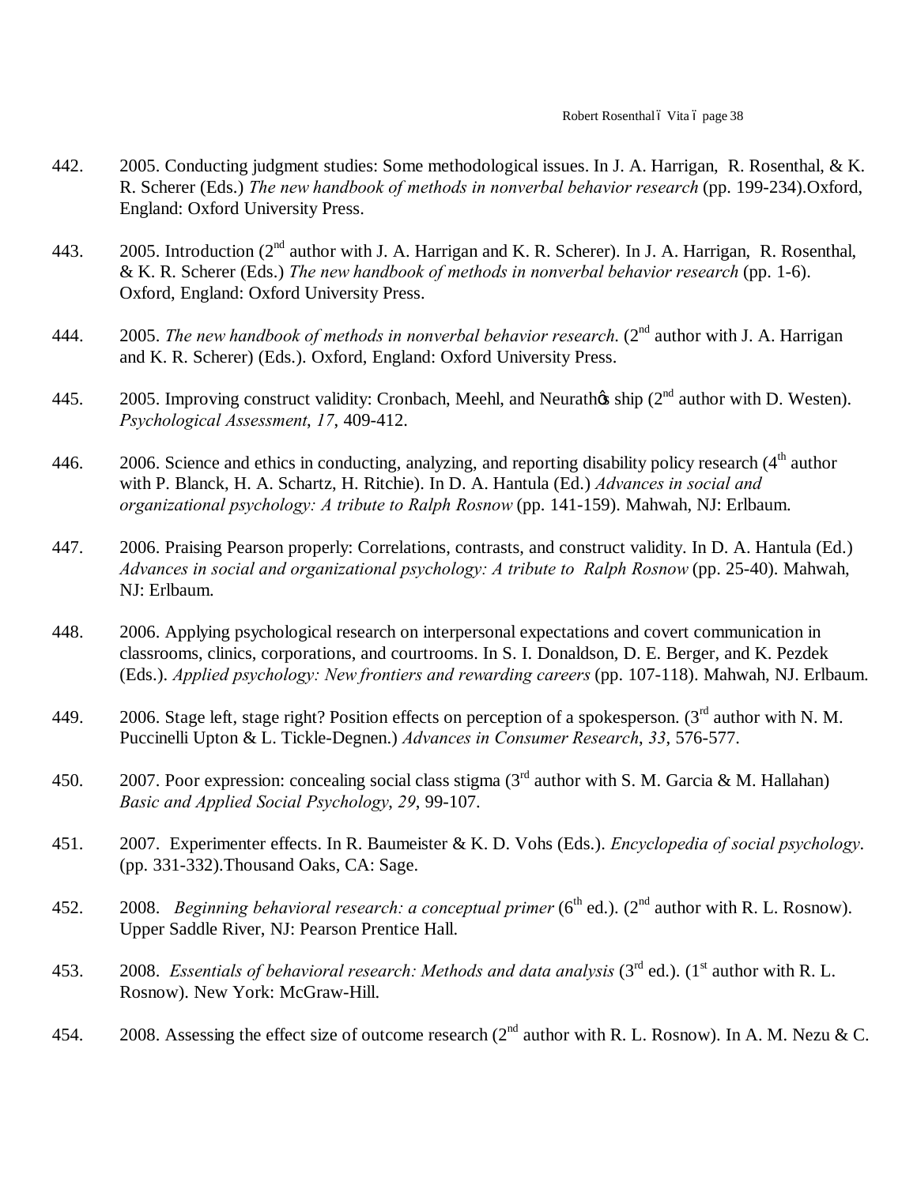442. 2005. Conducting judgment studies: Some methodological issues. In J. A. Harrigan, R. Rosenthal, & K. R. Scherer (Eds.) *The new handbook of methods in nonverbal behavior research* (pp. 199-234).Oxford, England: Oxford University Press.

443. 2005. Introduction (2nd author with J. A. Harrigan and K. R. Scherer). In J. A. Harrigan, R. Rosenthal, & K. R. Scherer (Eds.) *The new handbook of methods in nonverbal behavior research* (pp. 1-6). Oxford, England: Oxford University Press.

444. 2005. *The new handbook of methods in nonverbal behavior research*. (2nd author with J. A. Harrigan and K. R. Scherer) (Eds.). Oxford, England: Oxford University Press.

445. 2005. Improving construct validity: Cronbach, Meehl, and Neurath's ship (2nd author with D. Westen). *Psychological Assessment*, *17*, 409-412.

446. 2006. Science and ethics in conducting, analyzing, and reporting disability policy research (4th author with P. Blanck, H. A. Schartz, H. Ritchie). In D. A. Hantula (Ed.) *Advances in social and organizational psychology: A tribute to Ralph Rosnow* (pp. 141-159). Mahwah, NJ: Erlbaum.

447. 2006. Praising Pearson properly: Correlations, contrasts, and construct validity. In D. A. Hantula (Ed.) *Advances in social and organizational psychology: A tribute to Ralph Rosnow* (pp. 25-40). Mahwah, NJ: Erlbaum.

448. 2006. Applying psychological research on interpersonal expectations and covert communication in classrooms, clinics, corporations, and courtrooms. In S. I. Donaldson, D. E. Berger, and K. Pezdek (Eds.). *Applied psychology: New frontiers and rewarding careers* (pp. 107-118). Mahwah, NJ. Erlbaum.

449. 2006. Stage left, stage right? Position effects on perception of a spokesperson. (3rd author with N. M. Puccinelli Upton & L. Tickle-Degnen.) *Advances in Consumer Research*, *33*, 576-577.

450. 2007. Poor expression: concealing social class stigma (3rd author with S. M. Garcia & M. Hallahan) *Basic and Applied Social Psychology*, *29*, 99-107.

451. 2007. Experimenter effects. In R. Baumeister & K. D. Vohs (Eds.). *Encyclopedia of social psychology*. (pp. 331-332).Thousand Oaks, CA: Sage.

452. 2008. *Beginning behavioral research: a conceptual primer* (6th ed.). (2nd author with R. L. Rosnow). Upper Saddle River, NJ: Pearson Prentice Hall.

453. 2008. *Essentials of behavioral research: Methods and data analysis* (3rd ed.). (1st author with R. L. Rosnow). New York: McGraw-Hill.

454. 2008. Assessing the effect size of outcome research (2nd author with R. L. Rosnow). In A. M. Nezu & C.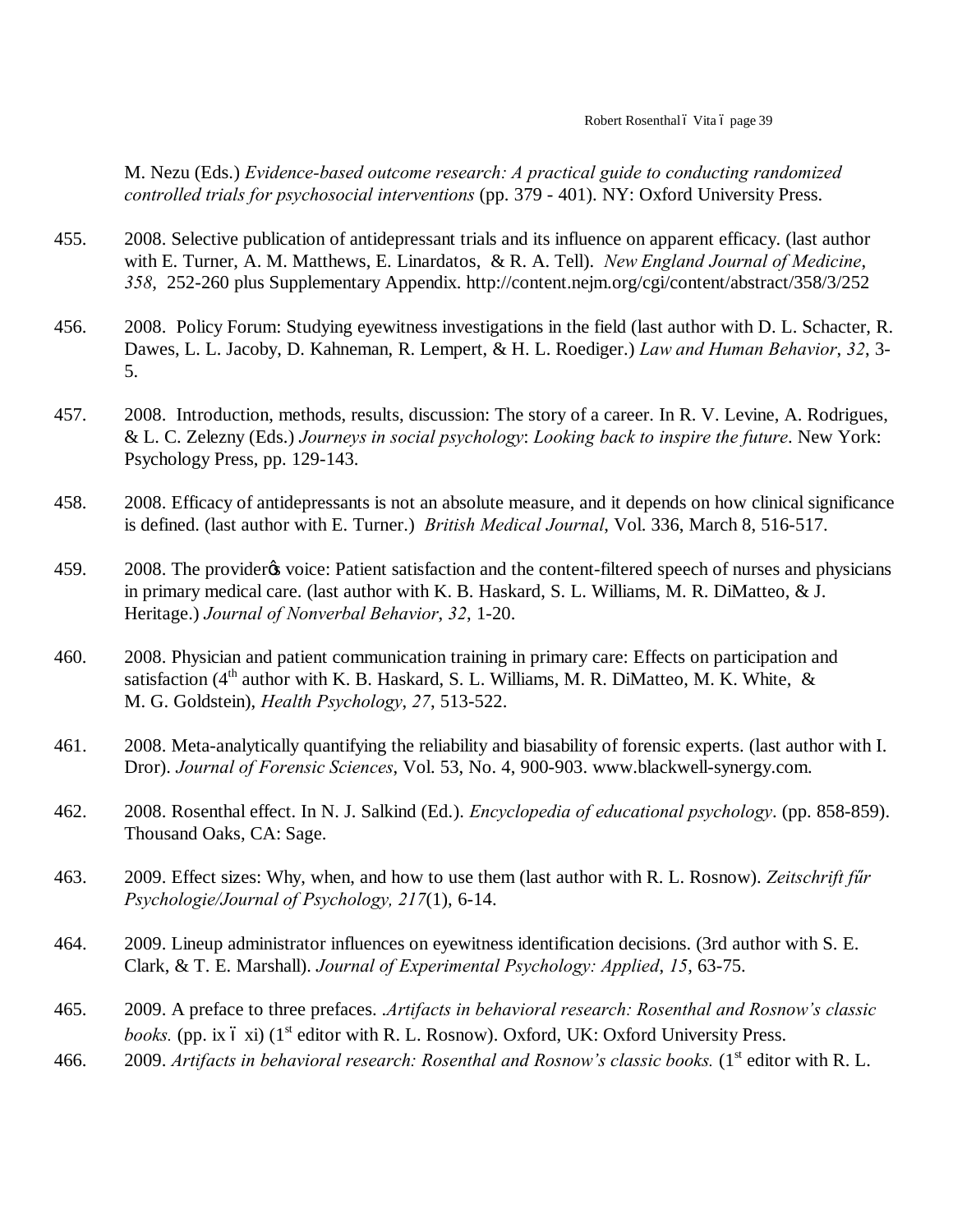M. Nezu (Eds.) *Evidence-based outcome research: A practical guide to conducting randomized controlled trials for psychosocial interventions* (pp. 379 - 401). NY: Oxford University Press.

455. 2008. Selective publication of antidepressant trials and its influence on apparent efficacy. (last author with E. Turner, A. M. Matthews, E. Linardatos, & R. A. Tell). *New England Journal of Medicine*, *358*, 252-260 plus Supplementary Appendix. http://content.nejm.org/cgi/content/abstract/358/3/252

456. 2008. Policy Forum: Studying eyewitness investigations in the field (last author with D. L. Schacter, R. Dawes, L. L. Jacoby, D. Kahneman, R. Lempert, & H. L. Roediger.) *Law and Human Behavior*, *32*, 3-5.

457. 2008. Introduction, methods, results, discussion: The story of a career. In R. V. Levine, A. Rodrigues, & L. C. Zelezny (Eds.) *Journeys in social psychology*: *Looking back to inspire the future*. New York: Psychology Press, pp. 129-143.

458. 2008. Efficacy of antidepressants is not an absolute measure, and it depends on how clinical significance is defined. (last author with E. Turner.) *British Medical Journal*, Vol. 336, March 8, 516-517.

459. 2008. The provider's voice: Patient satisfaction and the content-filtered speech of nurses and physicians in primary medical care. (last author with K. B. Haskard, S. L. Williams, M. R. DiMatteo, & J. Heritage.) *Journal of Nonverbal Behavior*, *32*, 1-20.

460. 2008. Physician and patient communication training in primary care: Effects on participation and satisfaction (4th author with K. B. Haskard, S. L. Williams, M. R. DiMatteo, M. K. White, & M. G. Goldstein), *Health Psychology*, *27*, 513-522.

461. 2008. Meta-analytically quantifying the reliability and biasability of forensic experts. (last author with I. Dror). *Journal of Forensic Sciences*, Vol. 53, No. 4, 900-903. www.blackwell-synergy.com.

462. 2008. Rosenthal effect. In N. J. Salkind (Ed.). *Encyclopedia of educational psychology*. (pp. 858-859). Thousand Oaks, CA: Sage.

463. 2009. Effect sizes: Why, when, and how to use them (last author with R. L. Rosnow). *Zeitschrift fűr Psychologie/Journal of Psychology, 217*(1), 6-14.

464. 2009. Lineup administrator influences on eyewitness identification decisions. (3rd author with S. E. Clark, & T. E. Marshall). *Journal of Experimental Psychology: Applied*, *15*, 63-75.

465. 2009. A preface to three prefaces. *.Artifacts in behavioral research: Rosenthal and Rosnow's classic books.* (pp. ix – xi) (1st editor with R. L. Rosnow). Oxford, UK: Oxford University Press.

466. 2009. *Artifacts in behavioral research: Rosenthal and Rosnow's classic books.* (1st editor with R. L.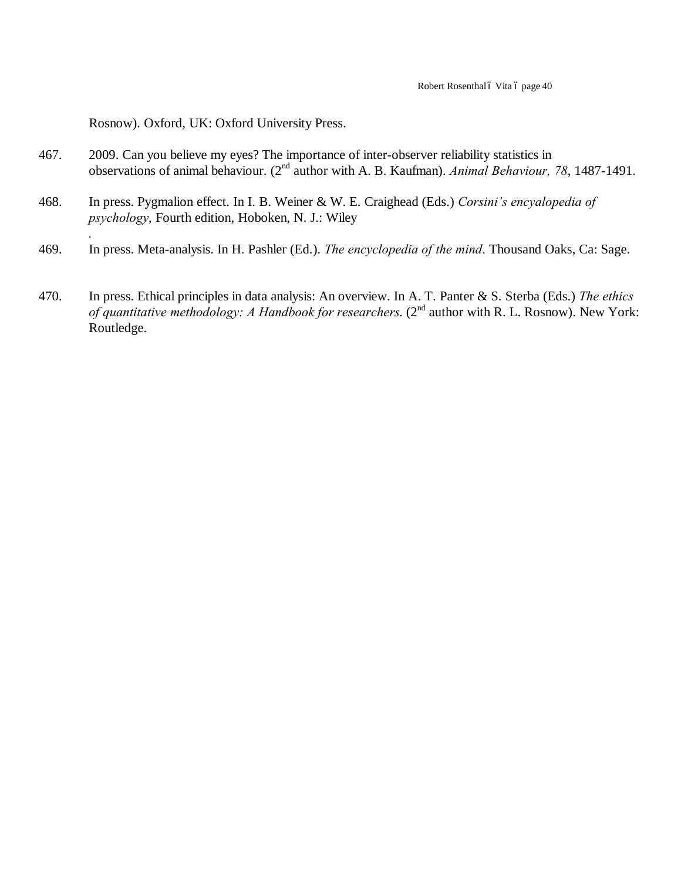Rosnow). Oxford, UK: Oxford University Press.

467. 2009. Can you believe my eyes? The importance of inter-observer reliability statistics in observations of animal behaviour. (2nd author with A. B. Kaufman). *Animal Behaviour, 78*, 1487-1491.

468. In press. Pygmalion effect. In I. B. Weiner & W. E. Craighead (Eds.) *Corsini's encyalopedia of psychology*, Fourth edition, Hoboken, N. J.: Wiley
.

469. In press. Meta-analysis. In H. Pashler (Ed.). *The encyclopedia of the mind*. Thousand Oaks, Ca: Sage.

470. In press. Ethical principles in data analysis: An overview. In A. T. Panter & S. Sterba (Eds.) *The ethics of quantitative methodology: A Handbook for researchers.* (2nd author with R. L. Rosnow). New York: Routledge.